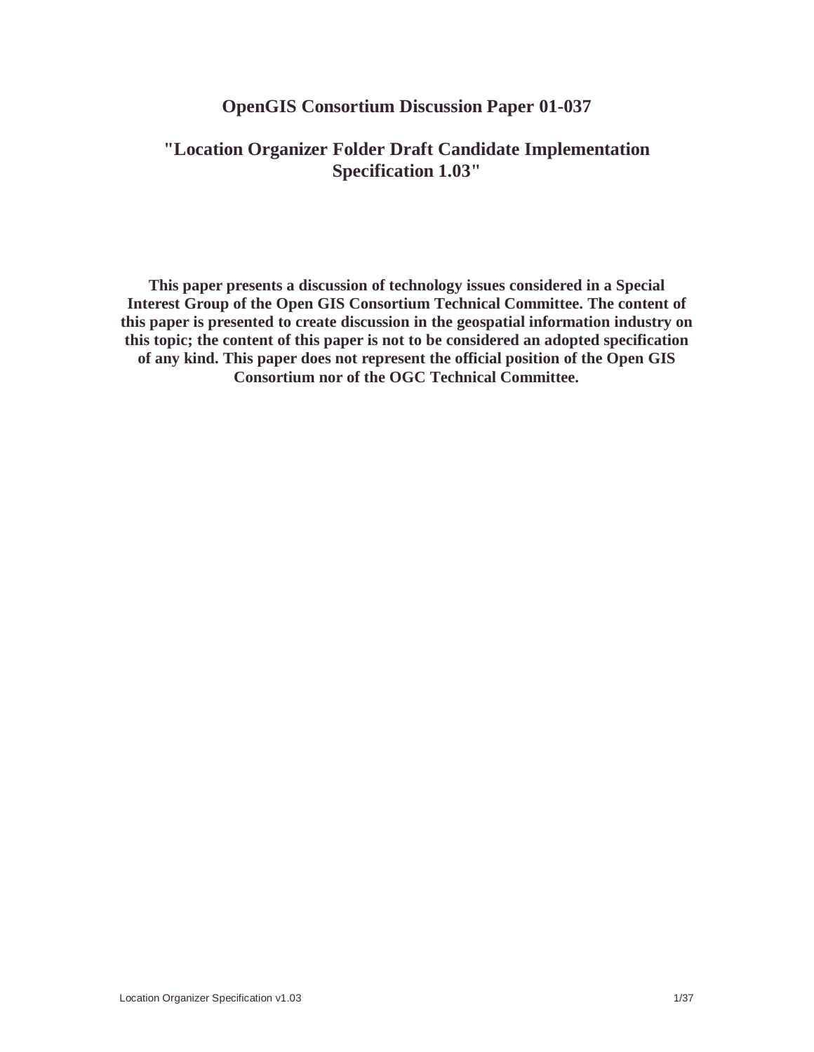# OpenGIS Consortium Discussion Paper 01-037

## "Location Organizer Folder Draft Candidate Implementation Specification 1.03"

**This paper presents a discussion of technology issues considered in a Special Interest Group of the Open GIS Consortium Technical Committee. The content of this paper is presented to create discussion in the geospatial information industry on this topic; the content of this paper is not to be considered an adopted specification of any kind. This paper does not represent the official position of the Open GIS Consortium nor of the OGC Technical Committee.**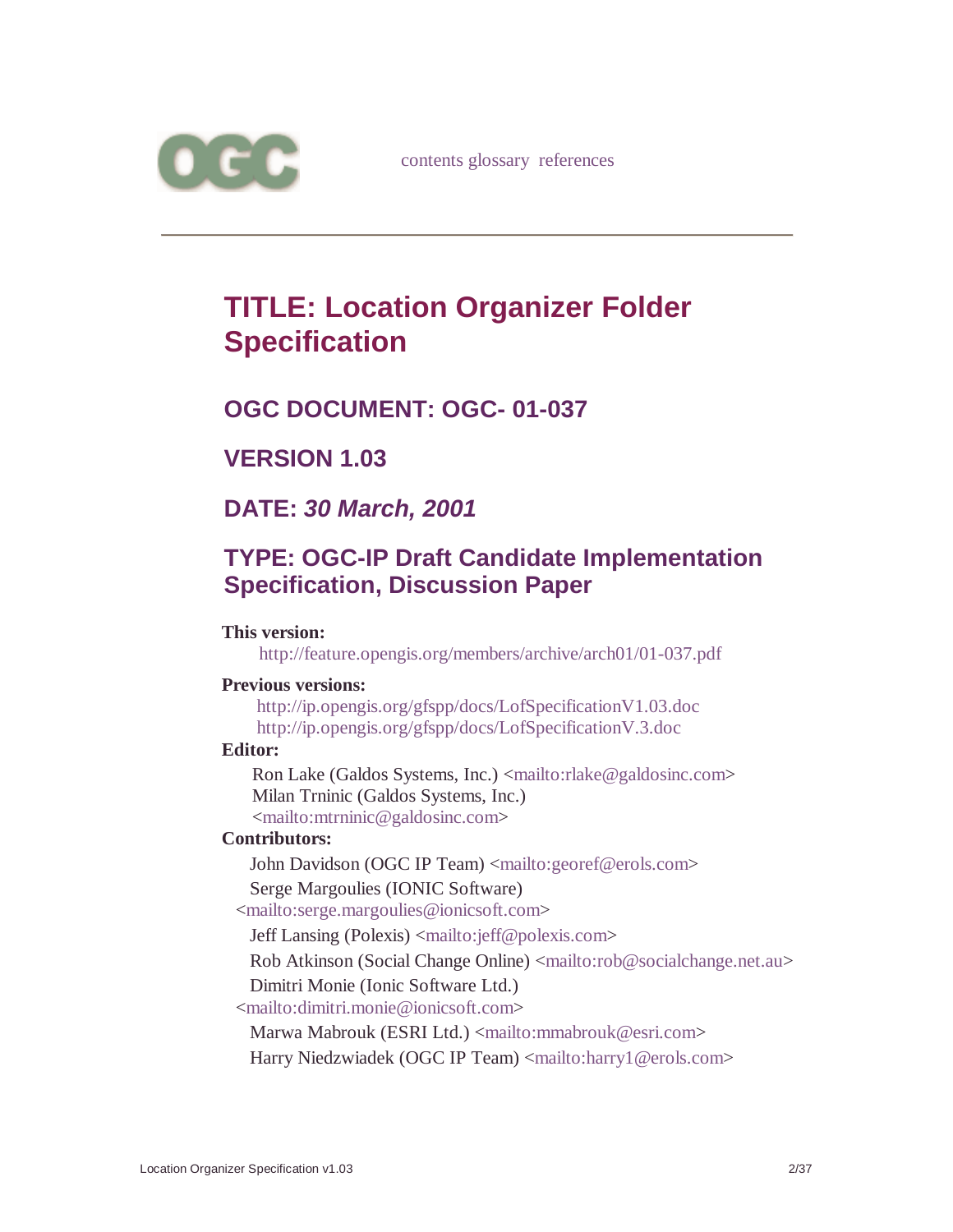contents glossary references

# TITLE: Location Organizer Folder Specification

## OGC DOCUMENT: OGC- 01-037

## VERSION 1.03

## DATE: *30 March, 2001*

## TYPE: OGC-IP Draft Candidate Implementation Specification, Discussion Paper

**This version:**

http://feature.opengis.org/members/archive/arch01/01-037.pdf

**Previous versions:**

http://ip.opengis.org/gfspp/docs/LofSpecificationV1.03.doc
http://ip.opengis.org/gfspp/docs/LofSpecificationV.3.doc

**Editor:**

Ron Lake (Galdos Systems, Inc.) <mailto:rlake@galdosinc.com>
Milan Trninic (Galdos Systems, Inc.)
<mailto:mtrninic@galdosinc.com>

**Contributors:**

John Davidson (OGC IP Team) <mailto:georef@erols.com>
Serge Margoulies (IONIC Software)
<mailto:serge.margoulies@ionicsoft.com>
Jeff Lansing (Polexis) <mailto:jeff@polexis.com>
Rob Atkinson (Social Change Online) <mailto:rob@socialchange.net.au>
Dimitri Monie (Ionic Software Ltd.)
<mailto:dimitri.monie@ionicsoft.com>
Marwa Mabrouk (ESRI Ltd.) <mailto:mmabrouk@esri.com>
Harry Niedzwiadek (OGC IP Team) <mailto:harry1@erols.com>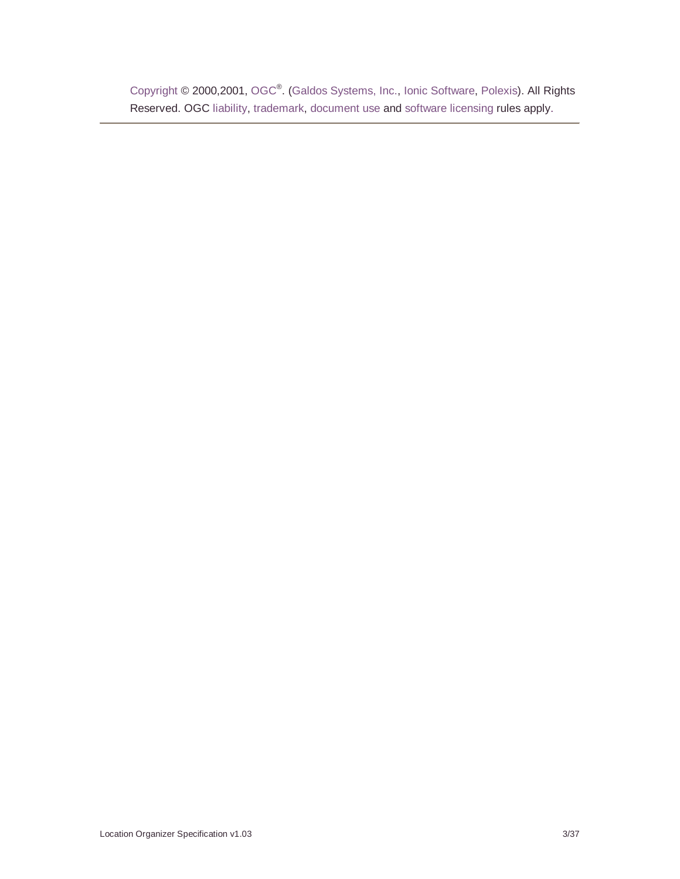Copyright © 2000,2001, OGC®. (Galdos Systems, Inc., Ionic Software, Polexis). All Rights Reserved. OGC liability, trademark, document use and software licensing rules apply.

---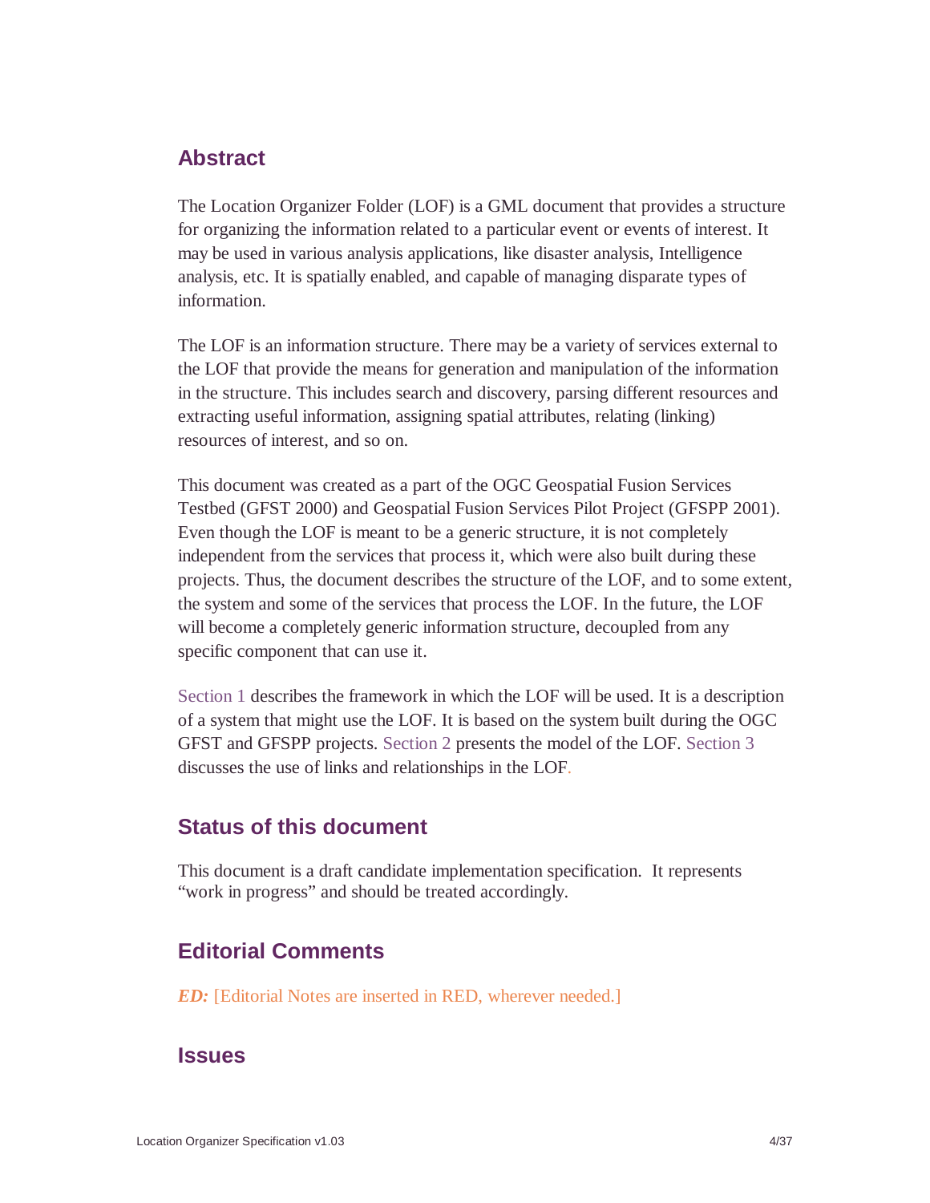## Abstract

The Location Organizer Folder (LOF) is a GML document that provides a structure for organizing the information related to a particular event or events of interest. It may be used in various analysis applications, like disaster analysis, Intelligence analysis, etc. It is spatially enabled, and capable of managing disparate types of information.

The LOF is an information structure. There may be a variety of services external to the LOF that provide the means for generation and manipulation of the information in the structure. This includes search and discovery, parsing different resources and extracting useful information, assigning spatial attributes, relating (linking) resources of interest, and so on.

This document was created as a part of the OGC Geospatial Fusion Services Testbed (GFST 2000) and Geospatial Fusion Services Pilot Project (GFSPP 2001). Even though the LOF is meant to be a generic structure, it is not completely independent from the services that process it, which were also built during these projects. Thus, the document describes the structure of the LOF, and to some extent, the system and some of the services that process the LOF. In the future, the LOF will become a completely generic information structure, decoupled from any specific component that can use it.

Section 1 describes the framework in which the LOF will be used. It is a description of a system that might use the LOF. It is based on the system built during the OGC GFST and GFSPP projects. Section 2 presents the model of the LOF. Section 3 discusses the use of links and relationships in the LOF.

## Status of this document

This document is a draft candidate implementation specification. It represents "work in progress" and should be treated accordingly.

## Editorial Comments

***ED:*** [Editorial Notes are inserted in RED, wherever needed.]

## Issues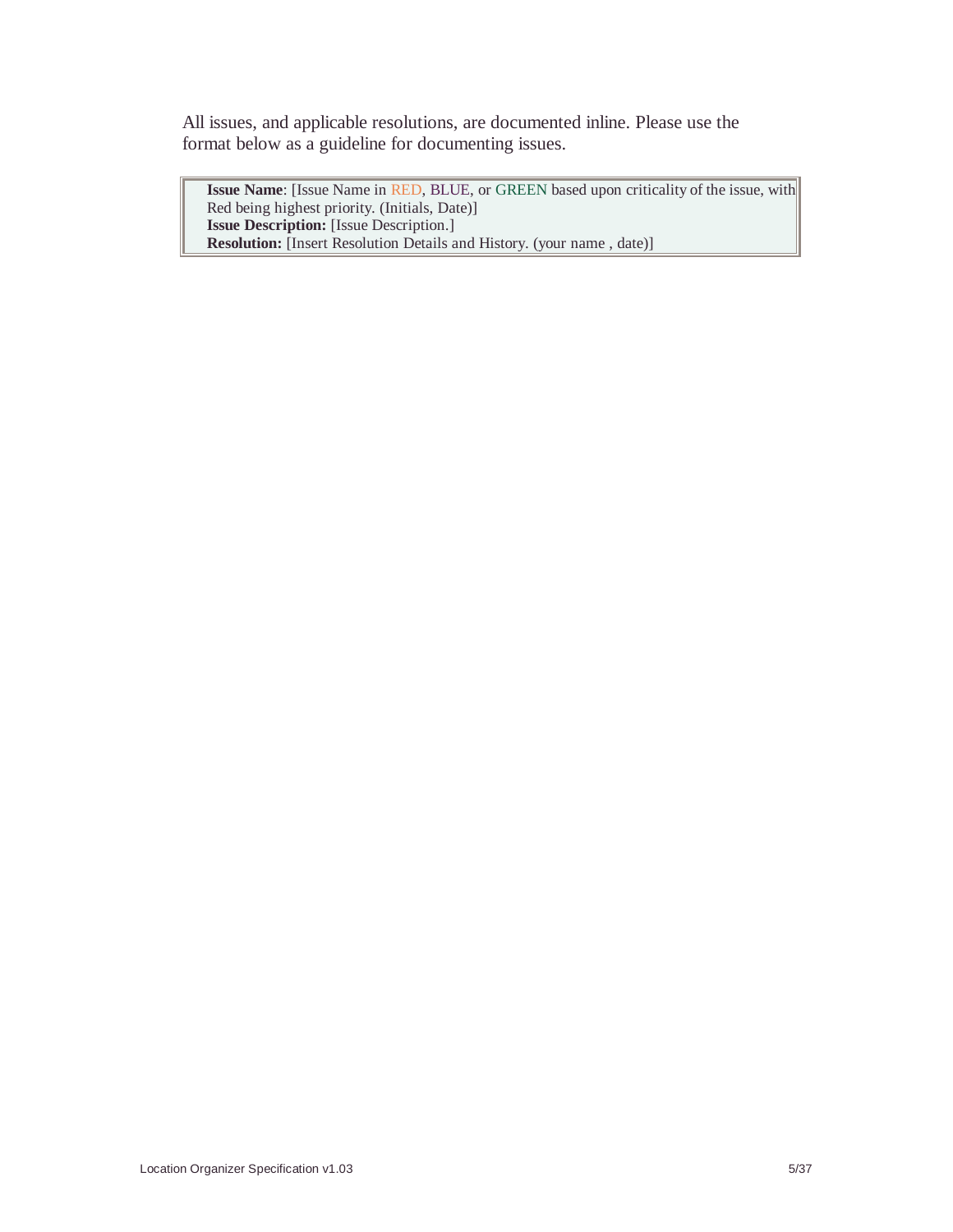All issues, and applicable resolutions, are documented inline. Please use the format below as a guideline for documenting issues.

> **Issue Name**: [Issue Name in RED, BLUE, or GREEN based upon criticality of the issue, with Red being highest priority. (Initials, Date)]
> **Issue Description:** [Issue Description.]
> **Resolution:** [Insert Resolution Details and History. (your name , date)]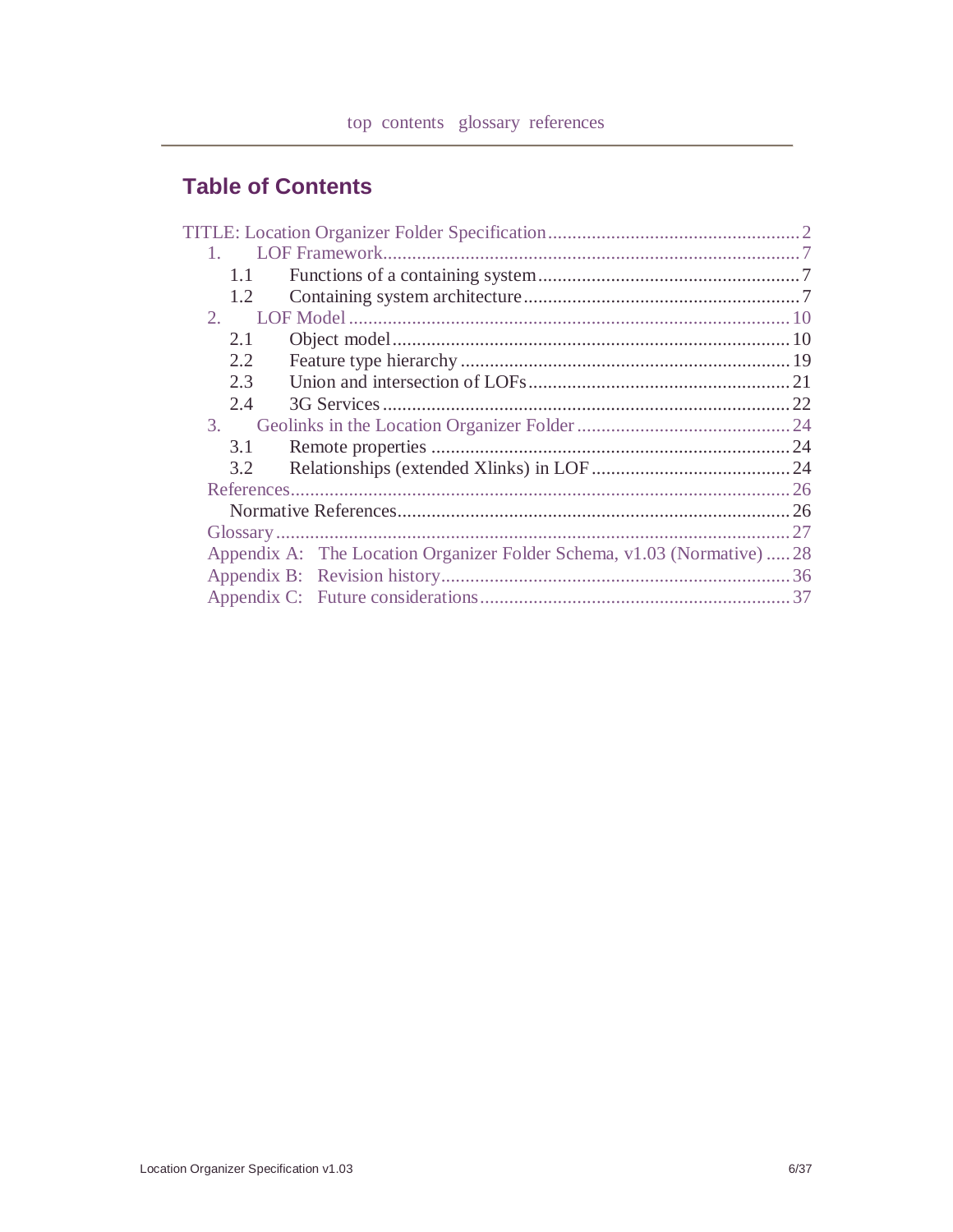top contents glossary references

## Table of Contents

TITLE: Location Organizer Folder Specification .................................................... 2
- 1. LOF Framework .................................................................................... 7
  - 1.1 Functions of a containing system ..................................................... 7
  - 1.2 Containing system architecture ........................................................ 7
- 2. LOF Model ........................................................................................... 10
  - 2.1 Object model ................................................................................. 10
  - 2.2 Feature type hierarchy .................................................................... 19
  - 2.3 Union and intersection of LOFs ...................................................... 21
  - 2.4 3G Services ................................................................................... 22
- 3. Geolinks in the Location Organizer Folder ............................................ 24
  - 3.1 Remote properties ......................................................................... 24
  - 3.2 Relationships (extended Xlinks) in LOF ......................................... 24
- References ............................................................................................... 26
  - Normative References ................................................................................ 26
- Glossary ................................................................................................... 27
- Appendix A: The Location Organizer Folder Schema, v1.03 (Normative) ..... 28
- Appendix B: Revision history ....................................................................... 36
- Appendix C: Future considerations ............................................................... 37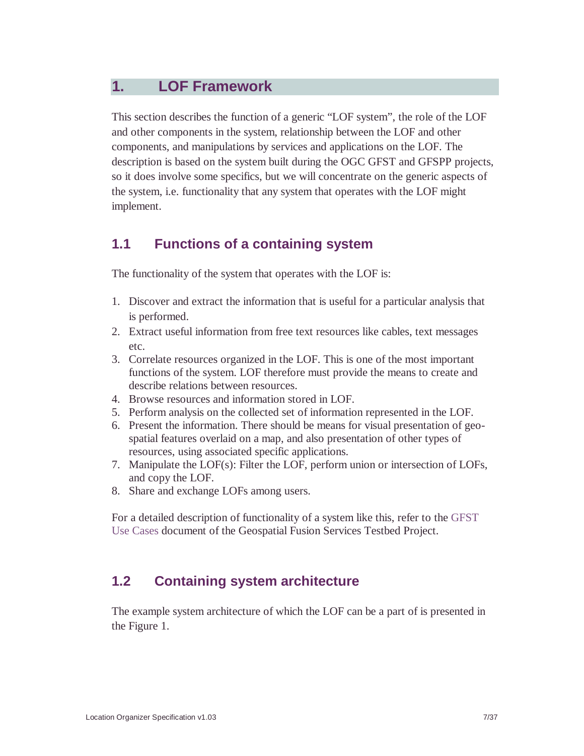# 1. LOF Framework

This section describes the function of a generic “LOF system”, the role of the LOF and other components in the system, relationship between the LOF and other components, and manipulations by services and applications on the LOF. The description is based on the system built during the OGC GFST and GFSPP projects, so it does involve some specifics, but we will concentrate on the generic aspects of the system, i.e. functionality that any system that operates with the LOF might implement.

## 1.1 Functions of a containing system

The functionality of the system that operates with the LOF is:

1. Discover and extract the information that is useful for a particular analysis that is performed.
2. Extract useful information from free text resources like cables, text messages etc.
3. Correlate resources organized in the LOF. This is one of the most important functions of the system. LOF therefore must provide the means to create and describe relations between resources.
4. Browse resources and information stored in LOF.
5. Perform analysis on the collected set of information represented in the LOF.
6. Present the information. There should be means for visual presentation of geo-spatial features overlaid on a map, and also presentation of other types of resources, using associated specific applications.
7. Manipulate the LOF(s): Filter the LOF, perform union or intersection of LOFs, and copy the LOF.
8. Share and exchange LOFs among users.

For a detailed description of functionality of a system like this, refer to the GFST Use Cases document of the Geospatial Fusion Services Testbed Project.

## 1.2 Containing system architecture

The example system architecture of which the LOF can be a part of is presented in the Figure 1.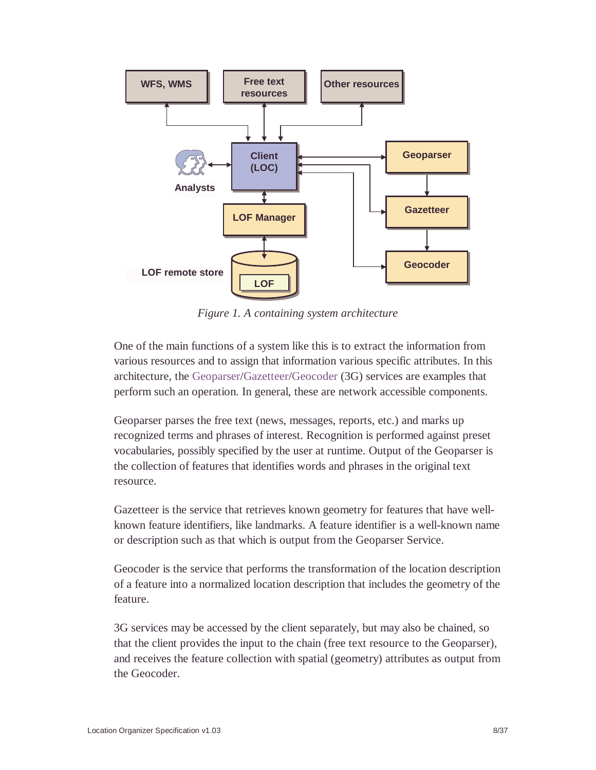*Figure 1. A containing system architecture*

One of the main functions of a system like this is to extract the information from various resources and to assign that information various specific attributes. In this architecture, the Geoparser/Gazetteer/Geocoder (3G) services are examples that perform such an operation. In general, these are network accessible components.

Geoparser parses the free text (news, messages, reports, etc.) and marks up recognized terms and phrases of interest. Recognition is performed against preset vocabularies, possibly specified by the user at runtime. Output of the Geoparser is the collection of features that identifies words and phrases in the original text resource.

Gazetteer is the service that retrieves known geometry for features that have well-known feature identifiers, like landmarks. A feature identifier is a well-known name or description such as that which is output from the Geoparser Service.

Geocoder is the service that performs the transformation of the location description of a feature into a normalized location description that includes the geometry of the feature.

3G services may be accessed by the client separately, but may also be chained, so that the client provides the input to the chain (free text resource to the Geoparser), and receives the feature collection with spatial (geometry) attributes as output from the Geocoder.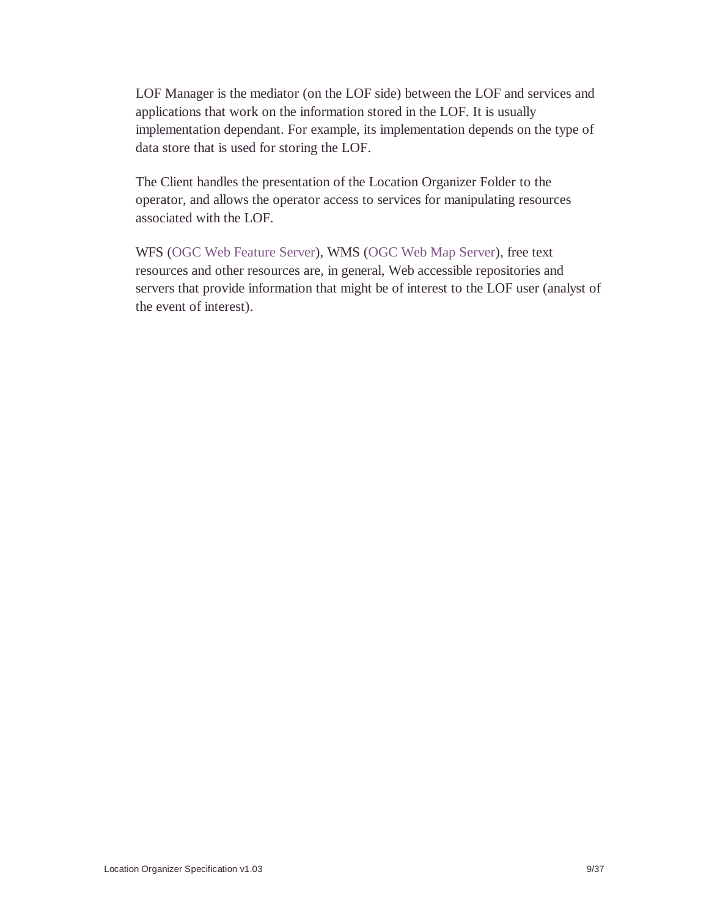LOF Manager is the mediator (on the LOF side) between the LOF and services and applications that work on the information stored in the LOF. It is usually implementation dependant. For example, its implementation depends on the type of data store that is used for storing the LOF.

The Client handles the presentation of the Location Organizer Folder to the operator, and allows the operator access to services for manipulating resources associated with the LOF.

WFS (OGC Web Feature Server), WMS (OGC Web Map Server), free text resources and other resources are, in general, Web accessible repositories and servers that provide information that might be of interest to the LOF user (analyst of the event of interest).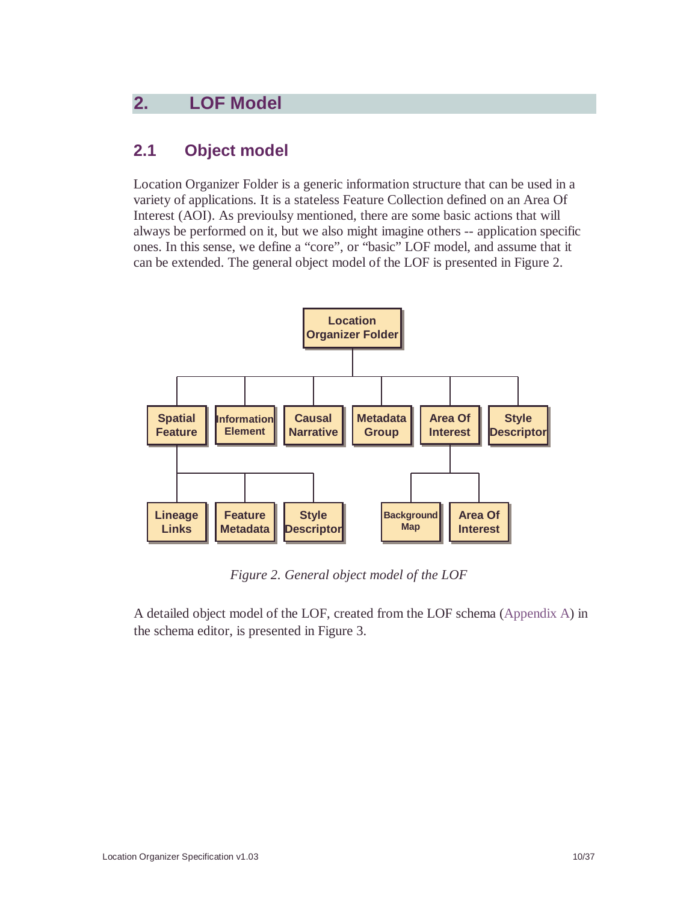# 2. LOF Model

## 2.1 Object model

Location Organizer Folder is a generic information structure that can be used in a variety of applications. It is a stateless Feature Collection defined on an Area Of Interest (AOI). As previoulsy mentioned, there are some basic actions that will always be performed on it, but we also might imagine others -- application specific ones. In this sense, we define a "core", or "basic" LOF model, and assume that it can be extended. The general object model of the LOF is presented in Figure 2.

*Figure 2. General object model of the LOF*

A detailed object model of the LOF, created from the LOF schema (Appendix A) in the schema editor, is presented in Figure 3.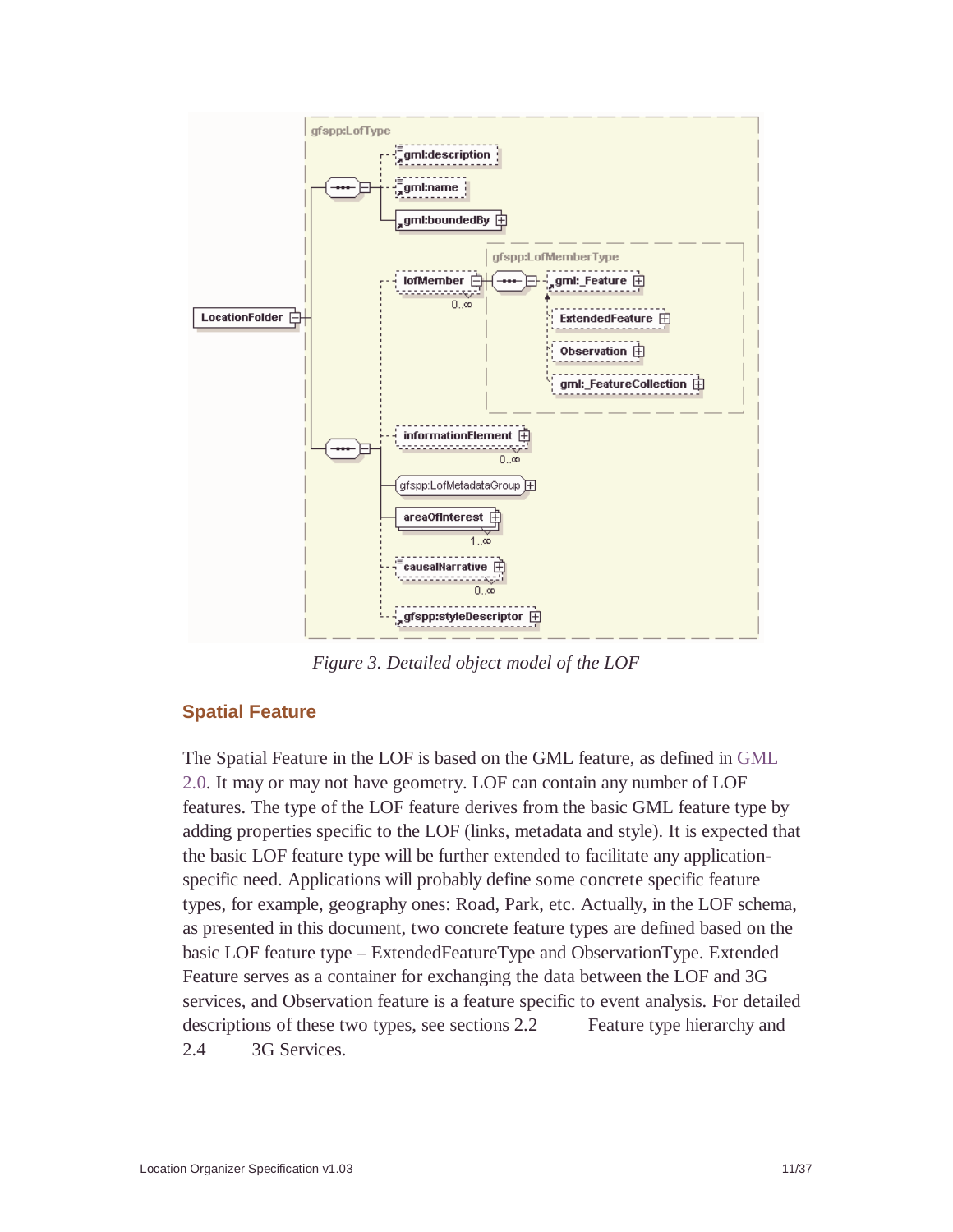Figure 3. Detailed object model of the LOF

### Spatial Feature

The Spatial Feature in the LOF is based on the GML feature, as defined in GML 2.0. It may or may not have geometry. LOF can contain any number of LOF features. The type of the LOF feature derives from the basic GML feature type by adding properties specific to the LOF (links, metadata and style). It is expected that the basic LOF feature type will be further extended to facilitate any application-specific need. Applications will probably define some concrete specific feature types, for example, geography ones: Road, Park, etc. Actually, in the LOF schema, as presented in this document, two concrete feature types are defined based on the basic LOF feature type – ExtendedFeatureType and ObservationType. Extended Feature serves as a container for exchanging the data between the LOF and 3G services, and Observation feature is a feature specific to event analysis. For detailed descriptions of these two types, see sections 2.2 Feature type hierarchy and 2.4 3G Services.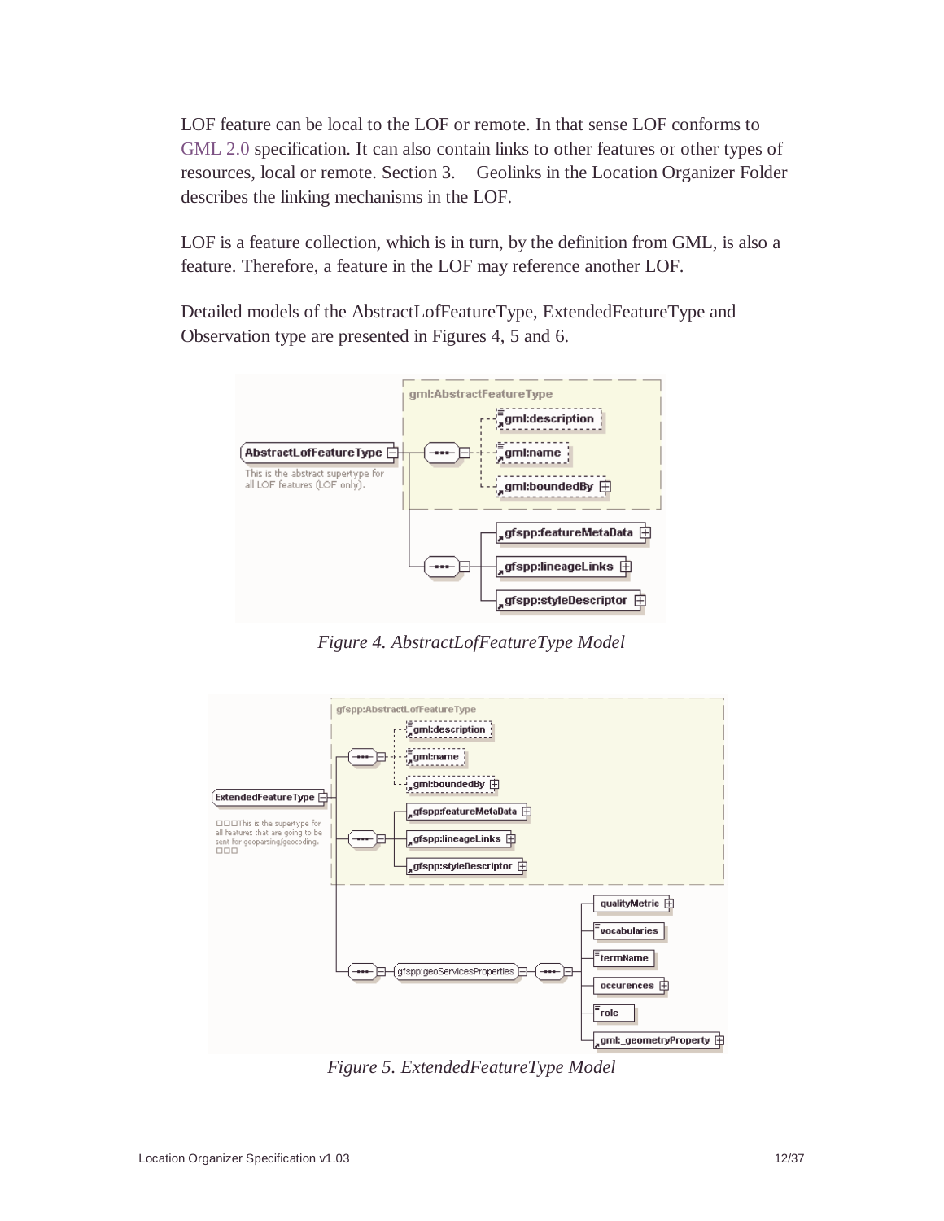LOF feature can be local to the LOF or remote. In that sense LOF conforms to GML 2.0 specification. It can also contain links to other features or other types of resources, local or remote. Section 3. Geolinks in the Location Organizer Folder describes the linking mechanisms in the LOF.

LOF is a feature collection, which is in turn, by the definition from GML, is also a feature. Therefore, a feature in the LOF may reference another LOF.

Detailed models of the AbstractLofFeatureType, ExtendedFeatureType and Observation type are presented in Figures 4, 5 and 6.

*Figure 4. AbstractLofFeatureType Model*

*Figure 5. ExtendedFeatureType Model*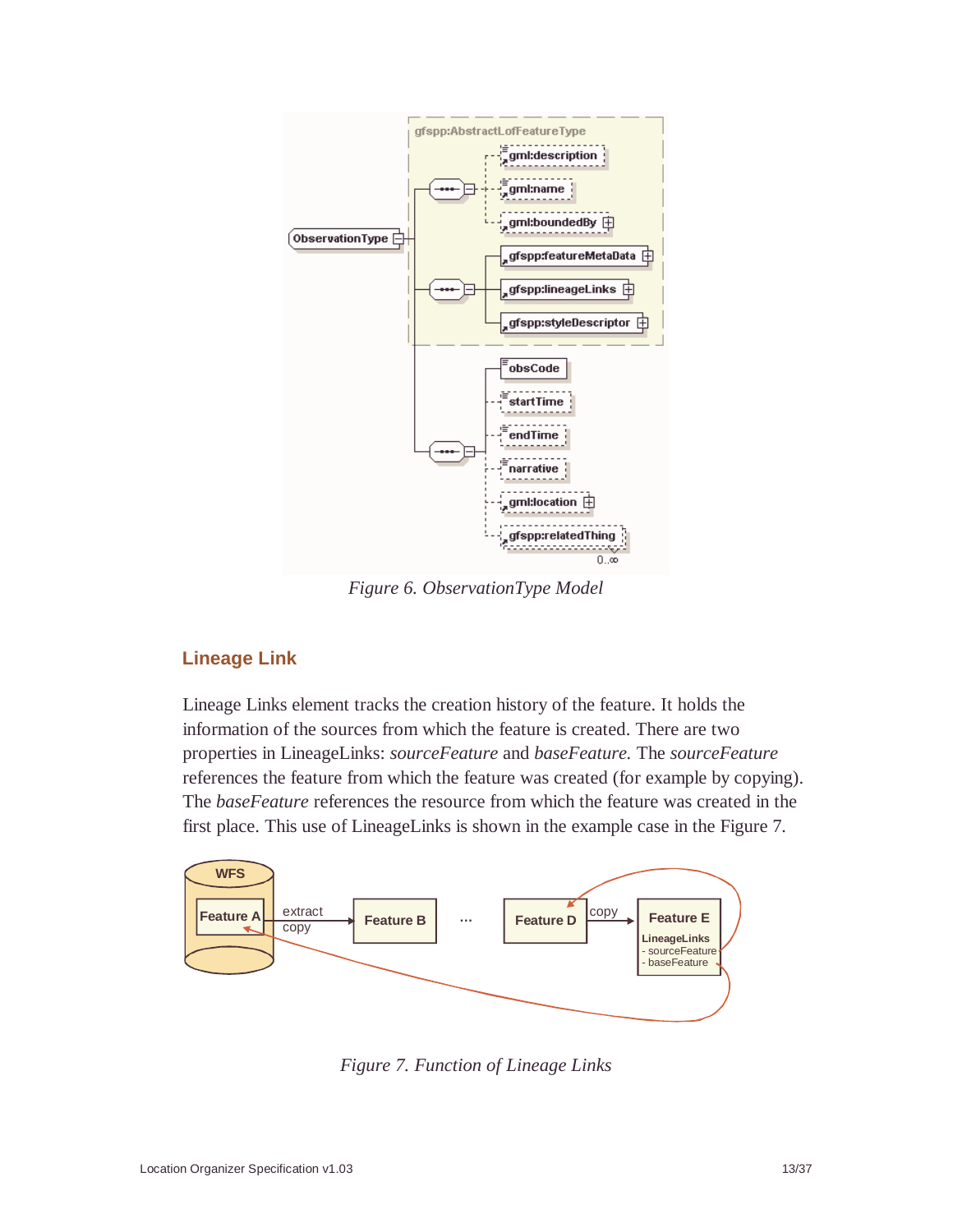Figure 6. ObservationType Model

## Lineage Link

Lineage Links element tracks the creation history of the feature. It holds the information of the sources from which the feature is created. There are two properties in LineageLinks: *sourceFeature* and *baseFeature*. The *sourceFeature* references the feature from which the feature was created (for example by copying). The *baseFeature* references the resource from which the feature was created in the first place. This use of LineageLinks is shown in the example case in the Figure 7.

Figure 7. Function of Lineage Links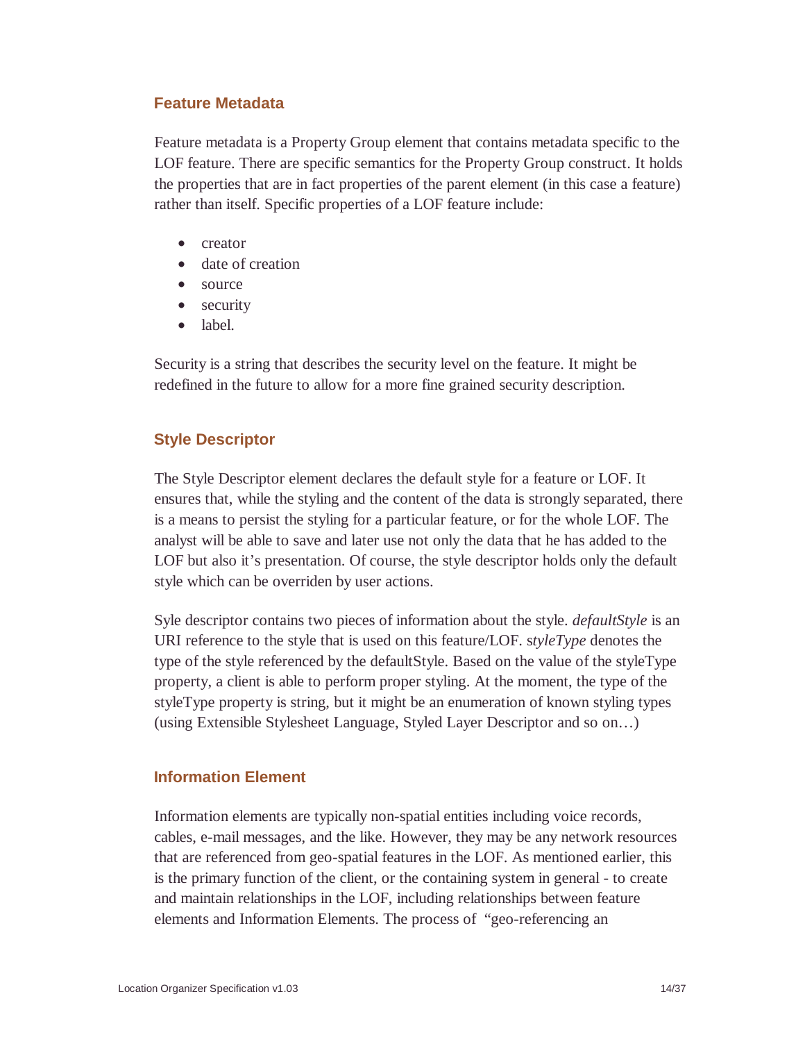### Feature Metadata

Feature metadata is a Property Group element that contains metadata specific to the LOF feature. There are specific semantics for the Property Group construct. It holds the properties that are in fact properties of the parent element (in this case a feature) rather than itself. Specific properties of a LOF feature include:

- creator
- date of creation
- source
- security
- label.

Security is a string that describes the security level on the feature. It might be redefined in the future to allow for a more fine grained security description.

### Style Descriptor

The Style Descriptor element declares the default style for a feature or LOF. It ensures that, while the styling and the content of the data is strongly separated, there is a means to persist the styling for a particular feature, or for the whole LOF. The analyst will be able to save and later use not only the data that he has added to the LOF but also it's presentation. Of course, the style descriptor holds only the default style which can be overriden by user actions.

Syle descriptor contains two pieces of information about the style. *defaultStyle* is an URI reference to the style that is used on this feature/LOF. s*tyleType* denotes the type of the style referenced by the defaultStyle. Based on the value of the styleType property, a client is able to perform proper styling. At the moment, the type of the styleType property is string, but it might be an enumeration of known styling types (using Extensible Stylesheet Language, Styled Layer Descriptor and so on…)

### Information Element

Information elements are typically non-spatial entities including voice records, cables, e-mail messages, and the like. However, they may be any network resources that are referenced from geo-spatial features in the LOF. As mentioned earlier, this is the primary function of the client, or the containing system in general - to create and maintain relationships in the LOF, including relationships between feature elements and Information Elements. The process of "geo-referencing an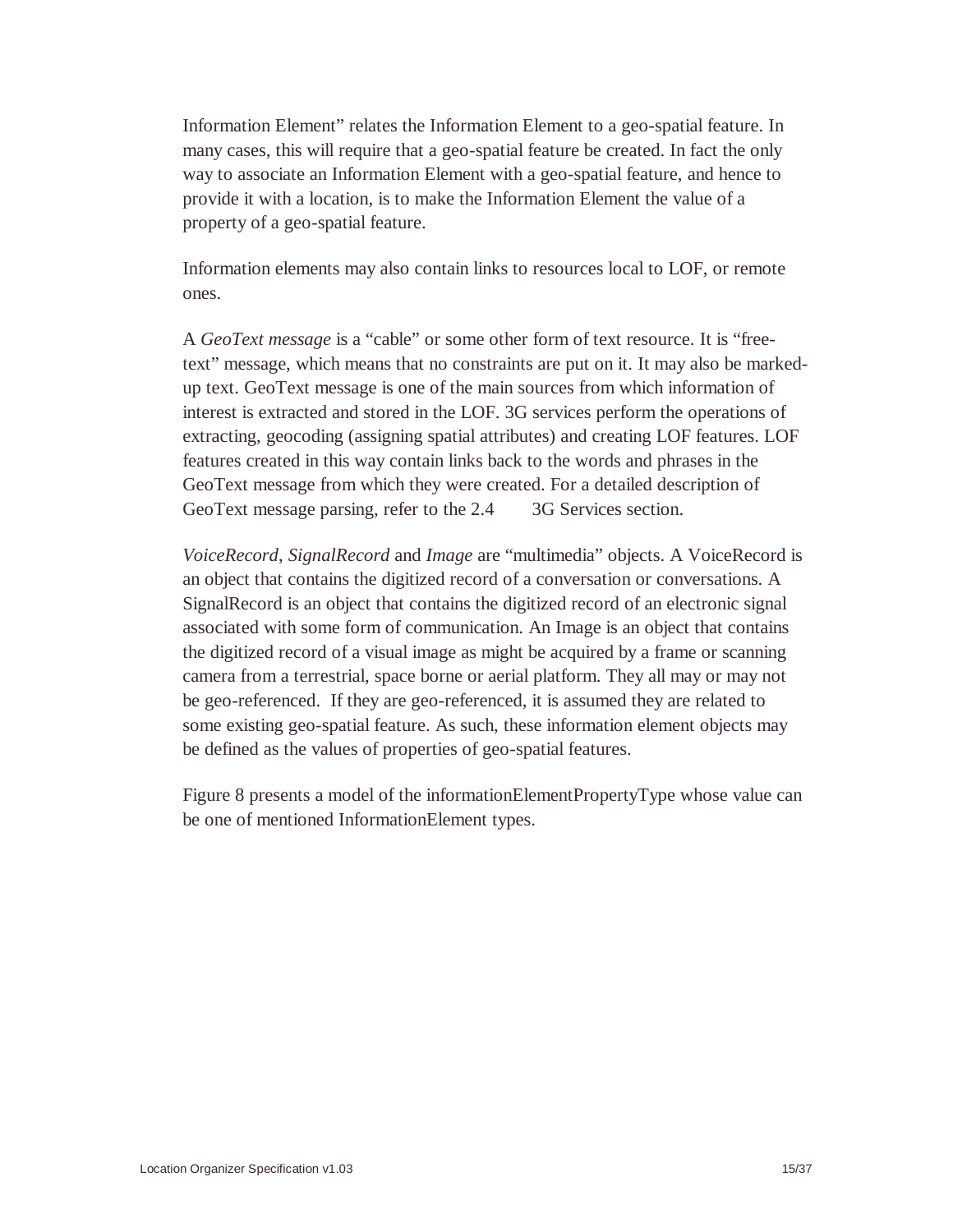Information Element" relates the Information Element to a geo-spatial feature. In many cases, this will require that a geo-spatial feature be created. In fact the only way to associate an Information Element with a geo-spatial feature, and hence to provide it with a location, is to make the Information Element the value of a property of a geo-spatial feature.

Information elements may also contain links to resources local to LOF, or remote ones.

A *GeoText message* is a "cable" or some other form of text resource. It is "free-text" message, which means that no constraints are put on it. It may also be marked-up text. GeoText message is one of the main sources from which information of interest is extracted and stored in the LOF. 3G services perform the operations of extracting, geocoding (assigning spatial attributes) and creating LOF features. LOF features created in this way contain links back to the words and phrases in the GeoText message from which they were created. For a detailed description of GeoText message parsing, refer to the 2.4 3G Services section.

*VoiceRecord*, *SignalRecord* and *Image* are "multimedia" objects. A VoiceRecord is an object that contains the digitized record of a conversation or conversations. A SignalRecord is an object that contains the digitized record of an electronic signal associated with some form of communication. An Image is an object that contains the digitized record of a visual image as might be acquired by a frame or scanning camera from a terrestrial, space borne or aerial platform. They all may or may not be geo-referenced. If they are geo-referenced, it is assumed they are related to some existing geo-spatial feature. As such, these information element objects may be defined as the values of properties of geo-spatial features.

Figure 8 presents a model of the informationElementPropertyType whose value can be one of mentioned InformationElement types.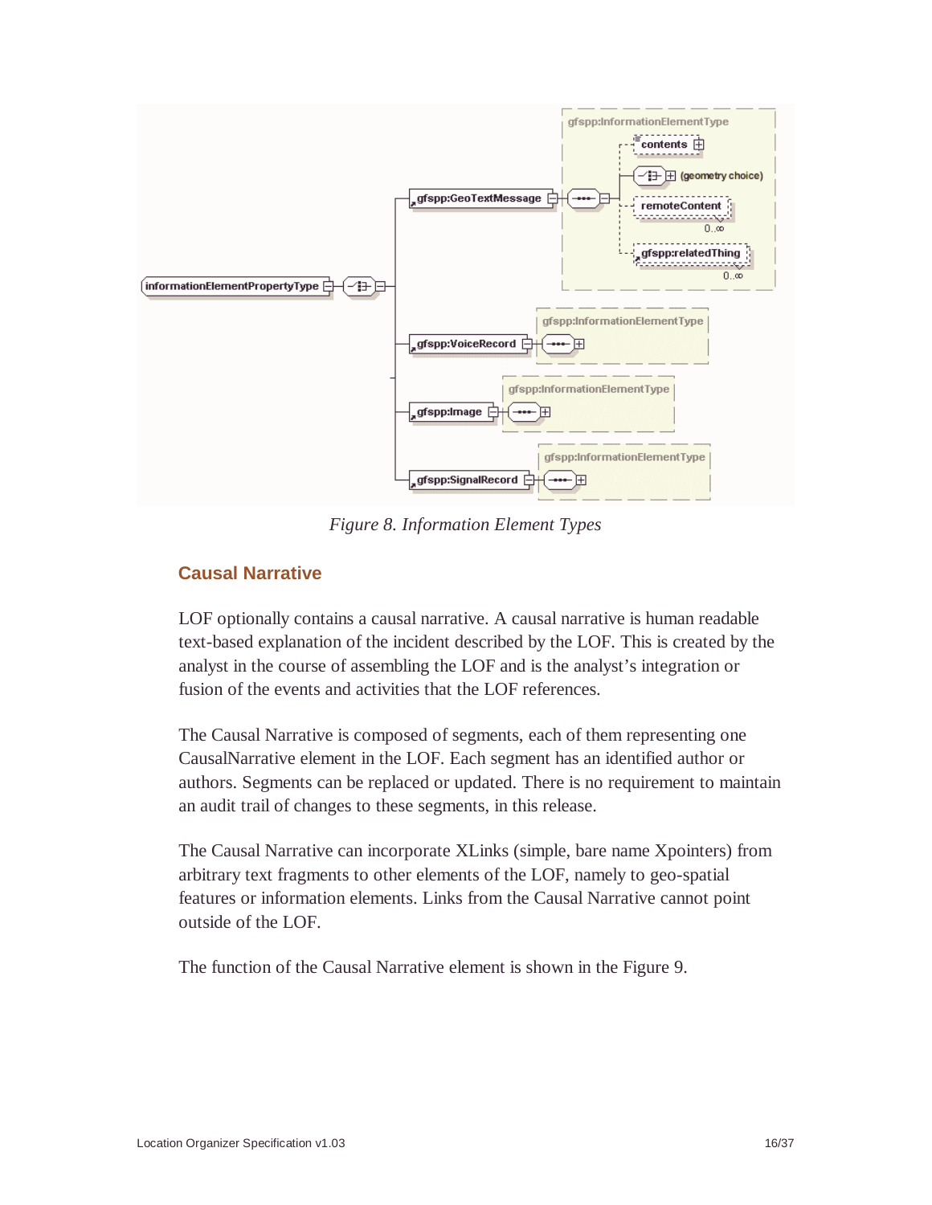*Figure 8. Information Element Types*

## Causal Narrative

LOF optionally contains a causal narrative. A causal narrative is human readable text-based explanation of the incident described by the LOF. This is created by the analyst in the course of assembling the LOF and is the analyst's integration or fusion of the events and activities that the LOF references.

The Causal Narrative is composed of segments, each of them representing one CausalNarrative element in the LOF. Each segment has an identified author or authors. Segments can be replaced or updated. There is no requirement to maintain an audit trail of changes to these segments, in this release.

The Causal Narrative can incorporate XLinks (simple, bare name Xpointers) from arbitrary text fragments to other elements of the LOF, namely to geo-spatial features or information elements. Links from the Causal Narrative cannot point outside of the LOF.

The function of the Causal Narrative element is shown in the Figure 9.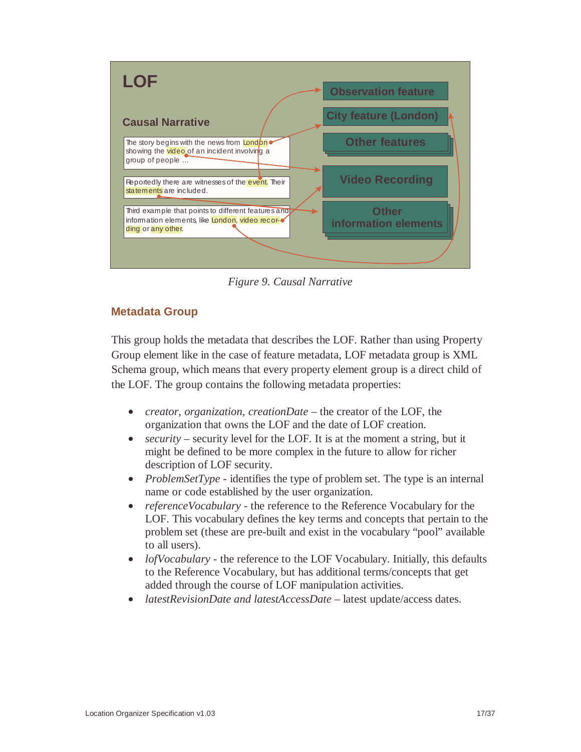Figure 9. Causal Narrative

## Metadata Group

This group holds the metadata that describes the LOF. Rather than using Property Group element like in the case of feature metadata, LOF metadata group is XML Schema group, which means that every property element group is a direct child of the LOF. The group contains the following metadata properties:

- *creator, organization, creationDate* – the creator of the LOF, the organization that owns the LOF and the date of LOF creation.
- *security* – security level for the LOF. It is at the moment a string, but it might be defined to be more complex in the future to allow for richer description of LOF security.
- *ProblemSetType* - identifies the type of problem set. The type is an internal name or code established by the user organization.
- *referenceVocabulary* - the reference to the Reference Vocabulary for the LOF. This vocabulary defines the key terms and concepts that pertain to the problem set (these are pre-built and exist in the vocabulary "pool" available to all users).
- *lofVocabulary* - the reference to the LOF Vocabulary. Initially, this defaults to the Reference Vocabulary, but has additional terms/concepts that get added through the course of LOF manipulation activities.
- *latestRevisionDate and latestAccessDate* – latest update/access dates.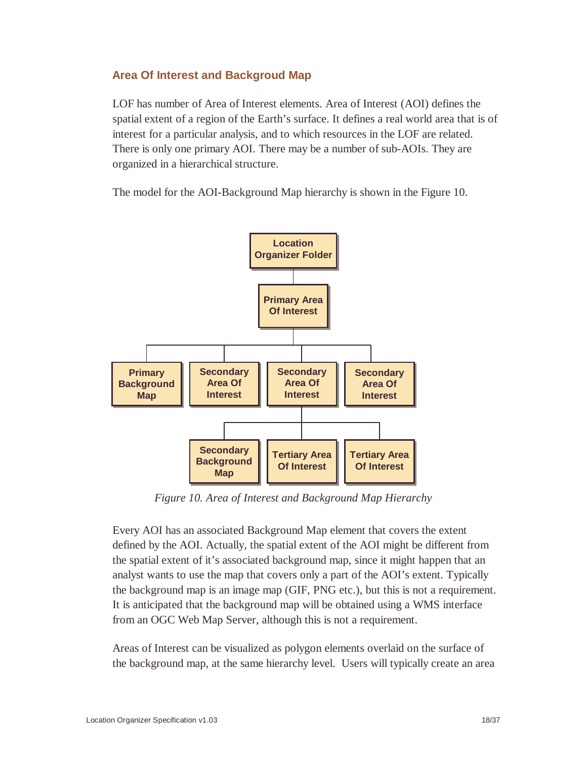## Area Of Interest and Backgroud Map

LOF has number of Area of Interest elements. Area of Interest (AOI) defines the spatial extent of a region of the Earth's surface. It defines a real world area that is of interest for a particular analysis, and to which resources in the LOF are related. There is only one primary AOI. There may be a number of sub-AOIs. They are organized in a hierarchical structure.

The model for the AOI-Background Map hierarchy is shown in the Figure 10.

*Figure 10. Area of Interest and Background Map Hierarchy*

Every AOI has an associated Background Map element that covers the extent defined by the AOI. Actually, the spatial extent of the AOI might be different from the spatial extent of it's associated background map, since it might happen that an analyst wants to use the map that covers only a part of the AOI's extent. Typically the background map is an image map (GIF, PNG etc.), but this is not a requirement. It is anticipated that the background map will be obtained using a WMS interface from an OGC Web Map Server, although this is not a requirement.

Areas of Interest can be visualized as polygon elements overlaid on the surface of the background map, at the same hierarchy level. Users will typically create an area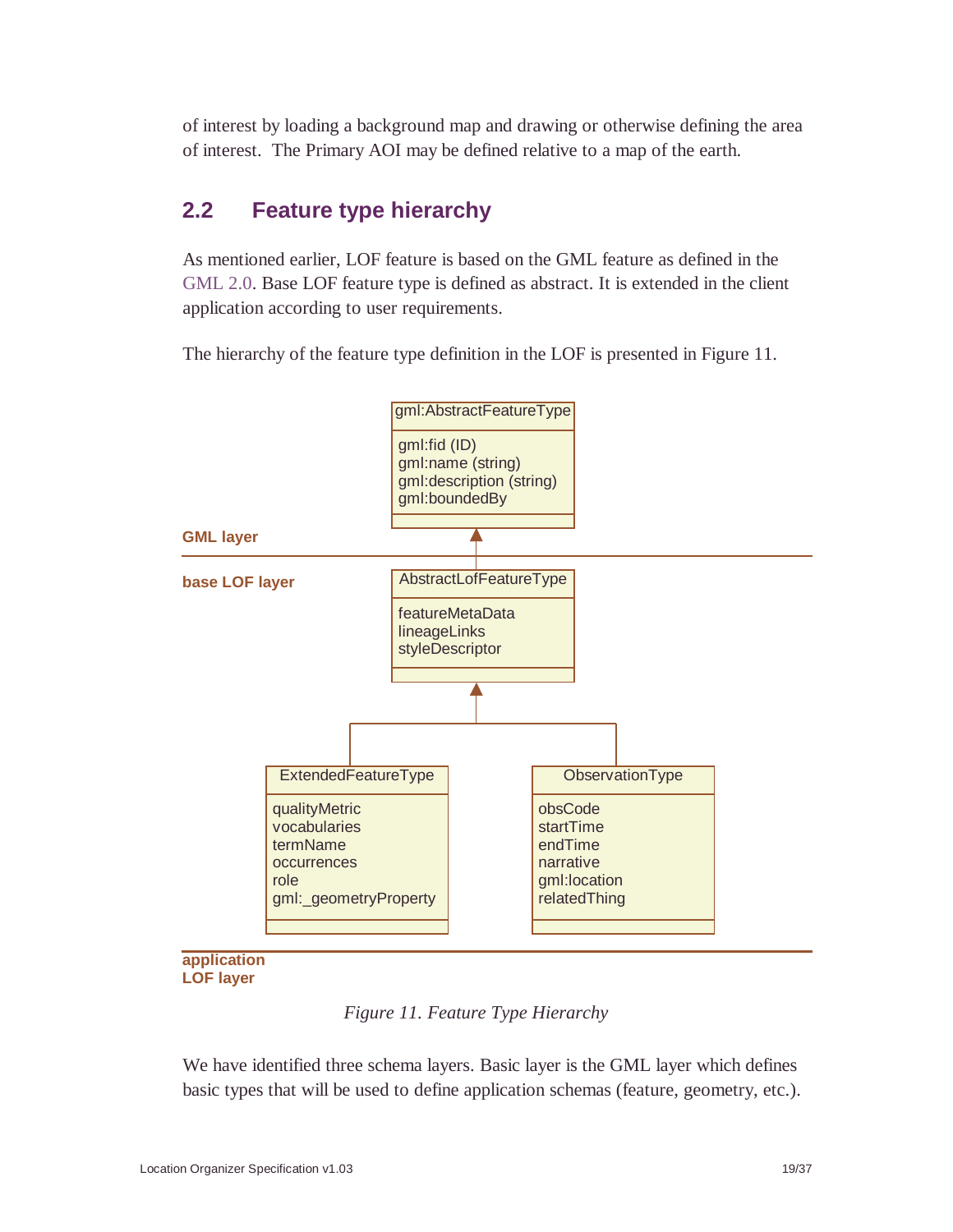of interest by loading a background map and drawing or otherwise defining the area of interest. The Primary AOI may be defined relative to a map of the earth.

## 2.2 Feature type hierarchy

As mentioned earlier, LOF feature is based on the GML feature as defined in the GML 2.0. Base LOF feature type is defined as abstract. It is extended in the client application according to user requirements.

The hierarchy of the feature type definition in the LOF is presented in Figure 11.

```
GML layer
  gml:AbstractFeatureType
    gml:fid (ID)
    gml:name (string)
    gml:description (string)
    gml:boundedBy

base LOF layer
  AbstractLofFeatureType
    featureMetaData
    lineageLinks
    styleDescriptor

application LOF layer
  ExtendedFeatureType          ObservationType
    qualityMetric                obsCode
    vocabularies                 startTime
    termName                     endTime
    occurrences                  narrative
    role                         gml:location
    gml:_geometryProperty        relatedThing
```

*Figure 11. Feature Type Hierarchy*

We have identified three schema layers. Basic layer is the GML layer which defines basic types that will be used to define application schemas (feature, geometry, etc.).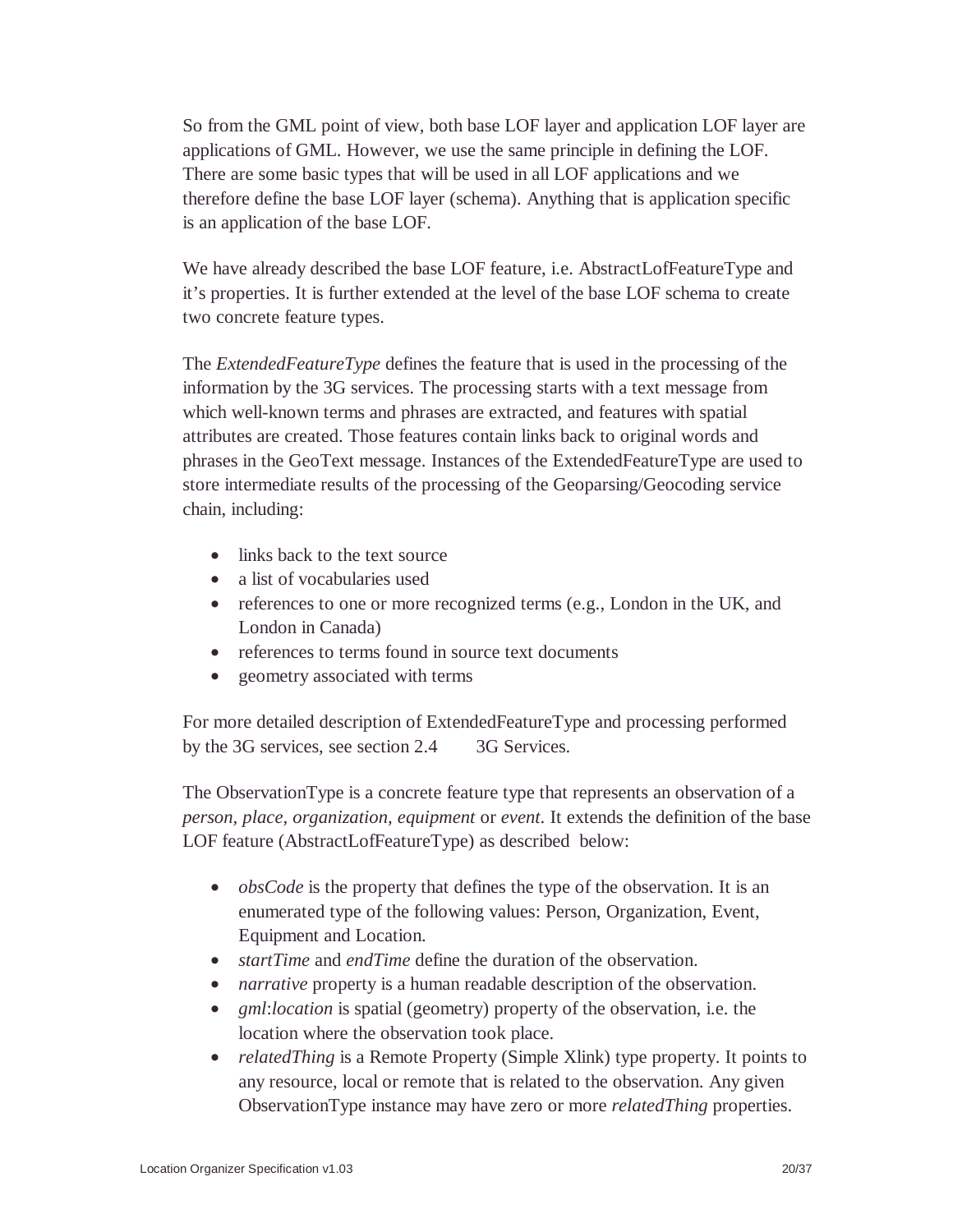So from the GML point of view, both base LOF layer and application LOF layer are applications of GML. However, we use the same principle in defining the LOF. There are some basic types that will be used in all LOF applications and we therefore define the base LOF layer (schema). Anything that is application specific is an application of the base LOF.

We have already described the base LOF feature, i.e. AbstractLofFeatureType and it's properties. It is further extended at the level of the base LOF schema to create two concrete feature types.

The *ExtendedFeatureType* defines the feature that is used in the processing of the information by the 3G services. The processing starts with a text message from which well-known terms and phrases are extracted, and features with spatial attributes are created. Those features contain links back to original words and phrases in the GeoText message. Instances of the ExtendedFeatureType are used to store intermediate results of the processing of the Geoparsing/Geocoding service chain, including:

- links back to the text source
- a list of vocabularies used
- references to one or more recognized terms (e.g., London in the UK, and London in Canada)
- references to terms found in source text documents
- geometry associated with terms

For more detailed description of ExtendedFeatureType and processing performed by the 3G services, see section 2.4 3G Services.

The ObservationType is a concrete feature type that represents an observation of a *person, place, organization, equipment* or *event*. It extends the definition of the base LOF feature (AbstractLofFeatureType) as described below:

- *obsCode* is the property that defines the type of the observation. It is an enumerated type of the following values: Person, Organization, Event, Equipment and Location.
- *startTime* and *endTime* define the duration of the observation.
- *narrative* property is a human readable description of the observation.
- *gml*:*location* is spatial (geometry) property of the observation, i.e. the location where the observation took place.
- *relatedThing* is a Remote Property (Simple Xlink) type property. It points to any resource, local or remote that is related to the observation. Any given ObservationType instance may have zero or more *relatedThing* properties.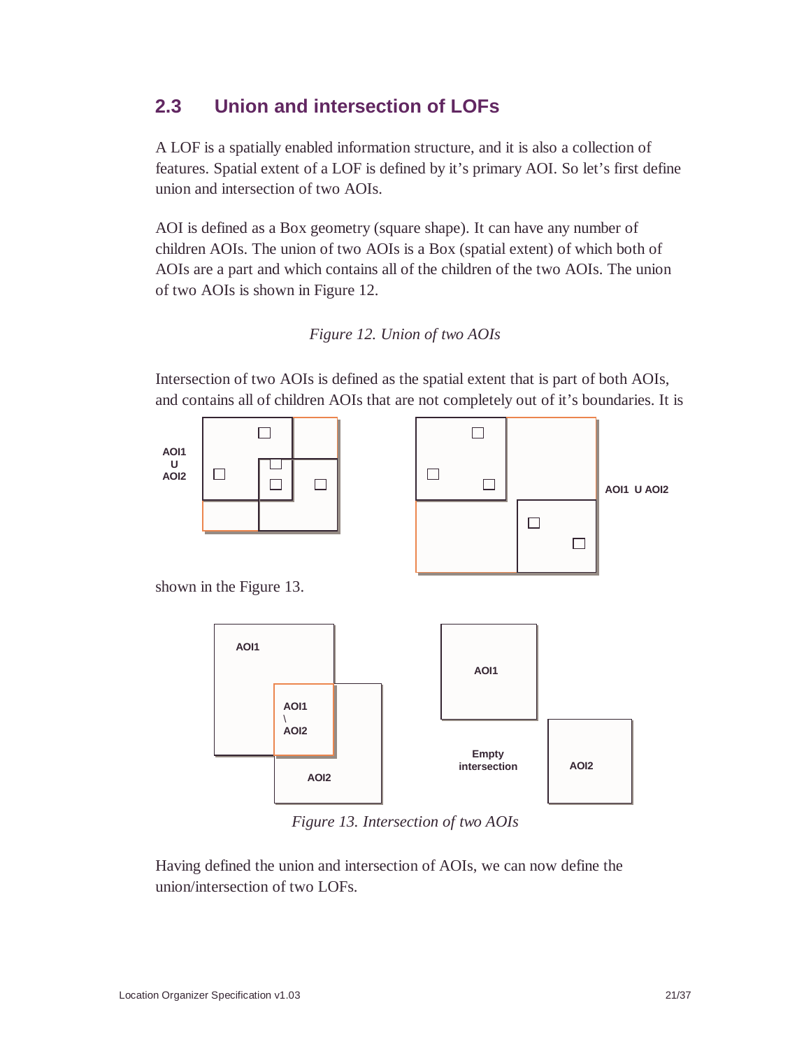## 2.3 Union and intersection of LOFs

A LOF is a spatially enabled information structure, and it is also a collection of features. Spatial extent of a LOF is defined by it's primary AOI. So let's first define union and intersection of two AOIs.

AOI is defined as a Box geometry (square shape). It can have any number of children AOIs. The union of two AOIs is a Box (spatial extent) of which both of AOIs are a part and which contains all of the children of the two AOIs. The union of two AOIs is shown in Figure 12.

*Figure 12. Union of two AOIs*

Intersection of two AOIs is defined as the spatial extent that is part of both AOIs, and contains all of children AOIs that are not completely out of it's boundaries. It is shown in the Figure 13.

*Figure 13. Intersection of two AOIs*

Having defined the union and intersection of AOIs, we can now define the union/intersection of two LOFs.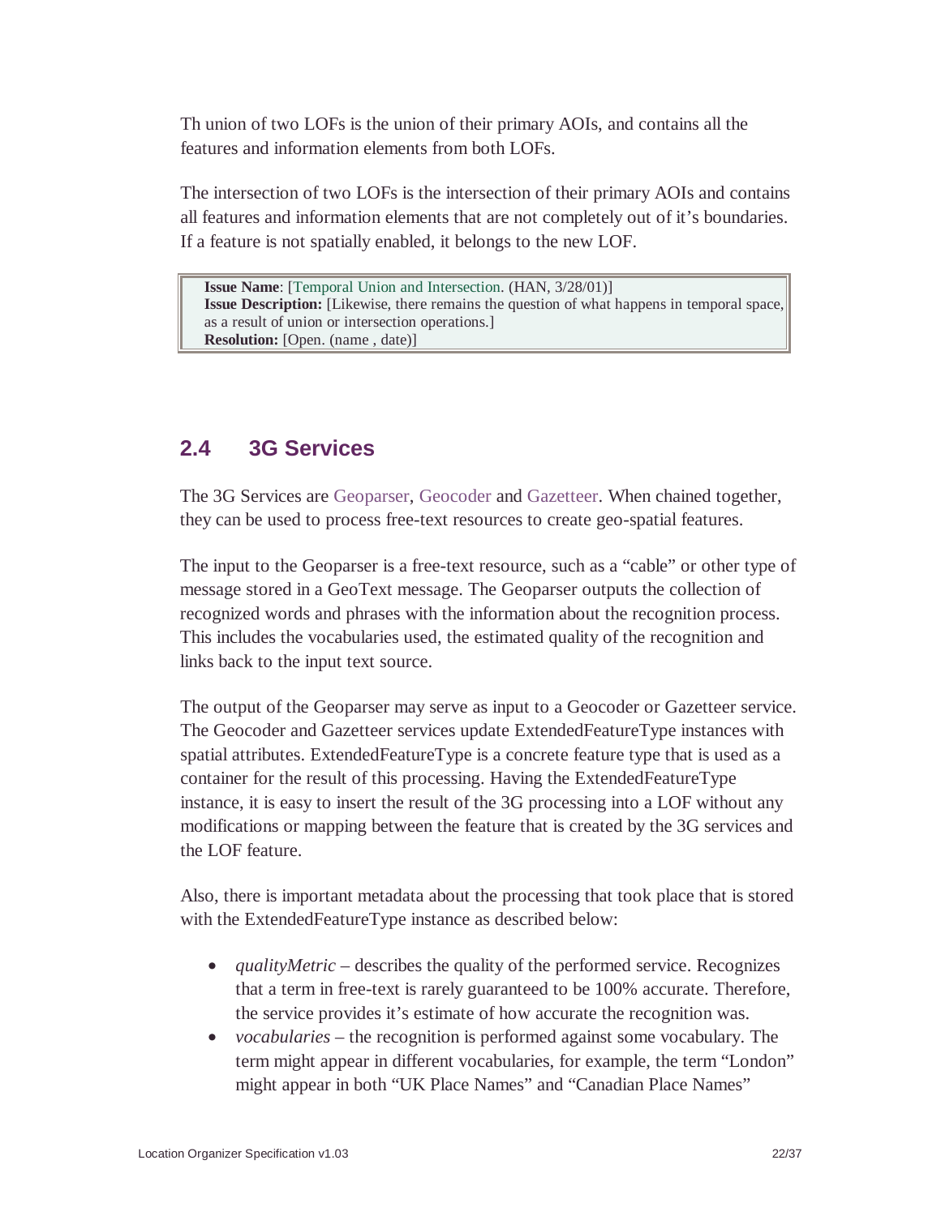Th union of two LOFs is the union of their primary AOIs, and contains all the features and information elements from both LOFs.

The intersection of two LOFs is the intersection of their primary AOIs and contains all features and information elements that are not completely out of it's boundaries. If a feature is not spatially enabled, it belongs to the new LOF.

> **Issue Name**: [Temporal Union and Intersection. (HAN, 3/28/01)]
> **Issue Description:** [Likewise, there remains the question of what happens in temporal space, as a result of union or intersection operations.]
> **Resolution:** [Open. (name , date)]

## 2.4 3G Services

The 3G Services are Geoparser, Geocoder and Gazetteer. When chained together, they can be used to process free-text resources to create geo-spatial features.

The input to the Geoparser is a free-text resource, such as a "cable" or other type of message stored in a GeoText message. The Geoparser outputs the collection of recognized words and phrases with the information about the recognition process. This includes the vocabularies used, the estimated quality of the recognition and links back to the input text source.

The output of the Geoparser may serve as input to a Geocoder or Gazetteer service. The Geocoder and Gazetteer services update ExtendedFeatureType instances with spatial attributes. ExtendedFeatureType is a concrete feature type that is used as a container for the result of this processing. Having the ExtendedFeatureType instance, it is easy to insert the result of the 3G processing into a LOF without any modifications or mapping between the feature that is created by the 3G services and the LOF feature.

Also, there is important metadata about the processing that took place that is stored with the ExtendedFeatureType instance as described below:

- *qualityMetric* – describes the quality of the performed service. Recognizes that a term in free-text is rarely guaranteed to be 100% accurate. Therefore, the service provides it's estimate of how accurate the recognition was.
- *vocabularies* – the recognition is performed against some vocabulary. The term might appear in different vocabularies, for example, the term "London" might appear in both "UK Place Names" and "Canadian Place Names"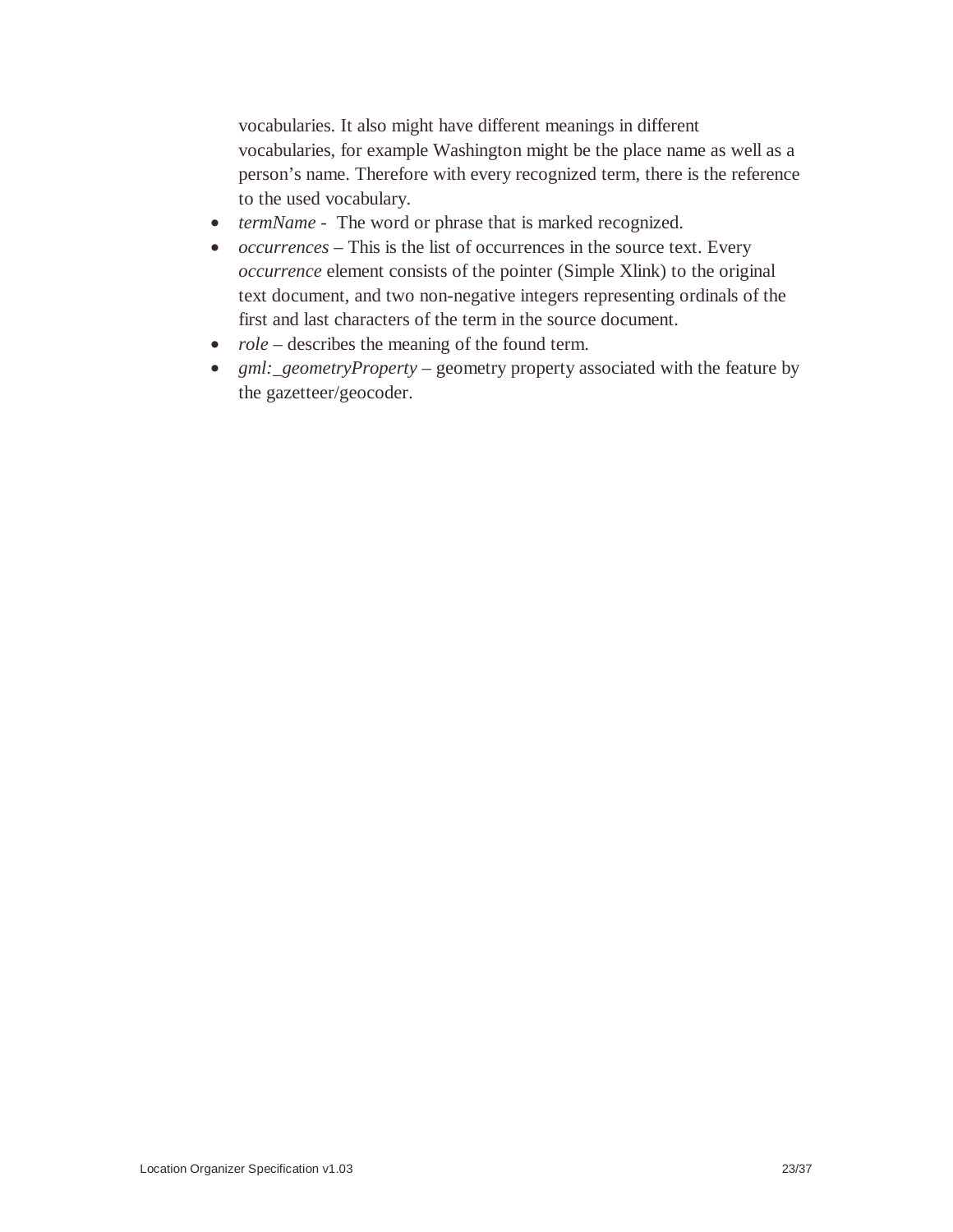vocabularies. It also might have different meanings in different vocabularies, for example Washington might be the place name as well as a person's name. Therefore with every recognized term, there is the reference to the used vocabulary.

- *termName* - The word or phrase that is marked recognized.
- *occurrences* – This is the list of occurrences in the source text. Every *occurrence* element consists of the pointer (Simple Xlink) to the original text document, and two non-negative integers representing ordinals of the first and last characters of the term in the source document.
- *role* – describes the meaning of the found term.
- *gml:_geometryProperty* – geometry property associated with the feature by the gazetteer/geocoder.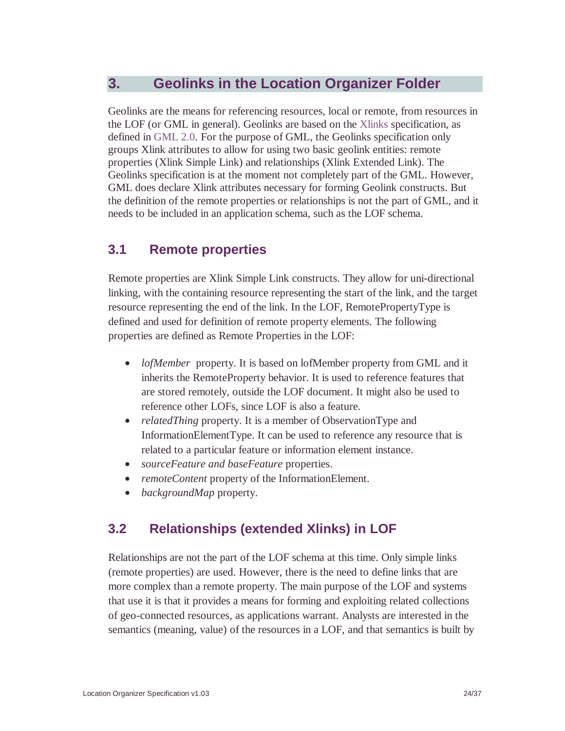# 3. Geolinks in the Location Organizer Folder

Geolinks are the means for referencing resources, local or remote, from resources in the LOF (or GML in general). Geolinks are based on the Xlinks specification, as defined in GML 2.0. For the purpose of GML, the Geolinks specification only groups Xlink attributes to allow for using two basic geolink entities: remote properties (Xlink Simple Link) and relationships (Xlink Extended Link). The Geolinks specification is at the moment not completely part of the GML. However, GML does declare Xlink attributes necessary for forming Geolink constructs. But the definition of the remote properties or relationships is not the part of GML, and it needs to be included in an application schema, such as the LOF schema.

## 3.1 Remote properties

Remote properties are Xlink Simple Link constructs. They allow for uni-directional linking, with the containing resource representing the start of the link, and the target resource representing the end of the link. In the LOF, RemotePropertyType is defined and used for definition of remote property elements. The following properties are defined as Remote Properties in the LOF:

- *lofMember* property. It is based on lofMember property from GML and it inherits the RemoteProperty behavior. It is used to reference features that are stored remotely, outside the LOF document. It might also be used to reference other LOFs, since LOF is also a feature.
- *relatedThing* property. It is a member of ObservationType and InformationElementType. It can be used to reference any resource that is related to a particular feature or information element instance.
- *sourceFeature and baseFeature* properties.
- *remoteContent* property of the InformationElement.
- *backgroundMap* property.

## 3.2 Relationships (extended Xlinks) in LOF

Relationships are not the part of the LOF schema at this time. Only simple links (remote properties) are used. However, there is the need to define links that are more complex than a remote property. The main purpose of the LOF and systems that use it is that it provides a means for forming and exploiting related collections of geo-connected resources, as applications warrant. Analysts are interested in the semantics (meaning, value) of the resources in a LOF, and that semantics is built by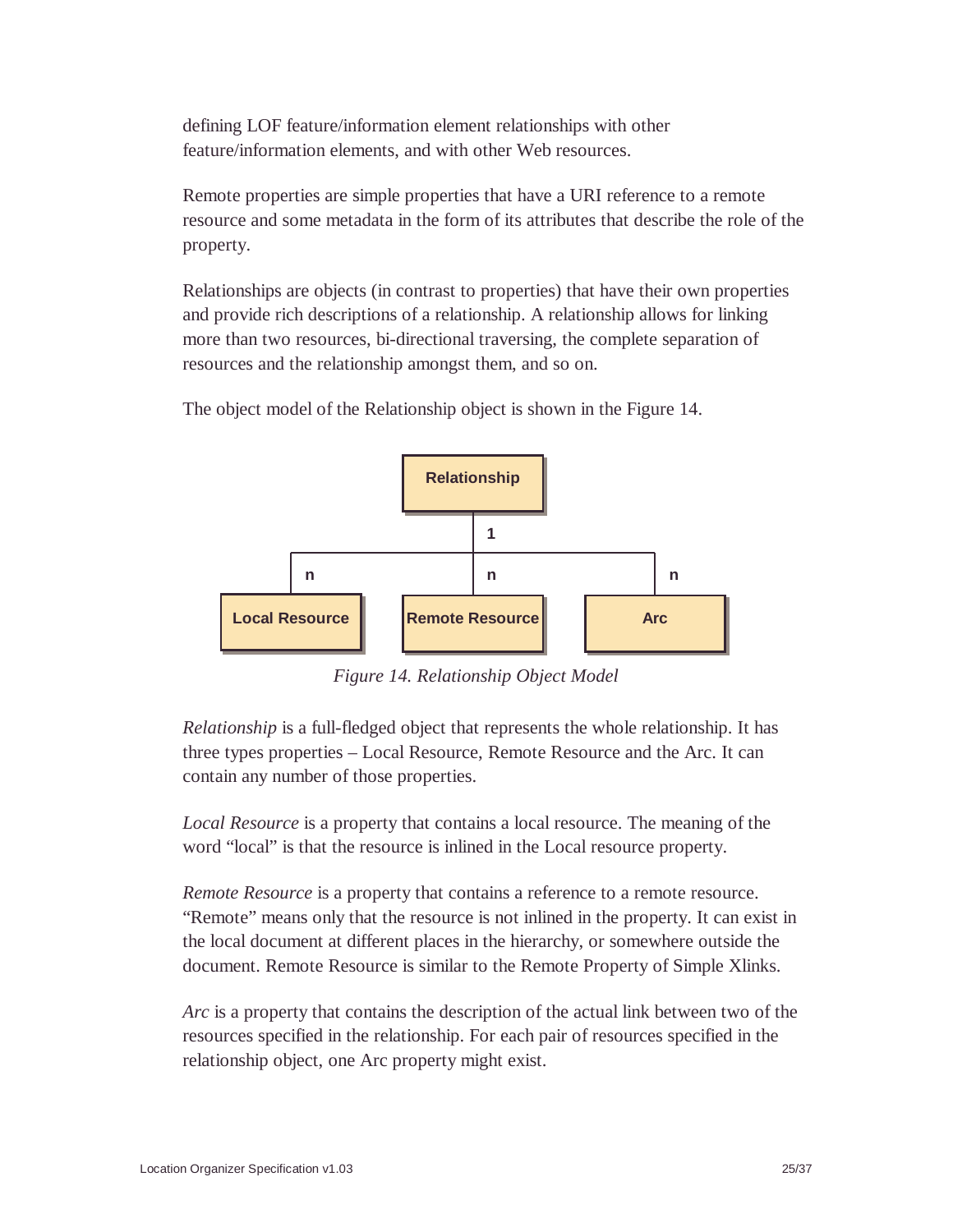defining LOF feature/information element relationships with other feature/information elements, and with other Web resources.

Remote properties are simple properties that have a URI reference to a remote resource and some metadata in the form of its attributes that describe the role of the property.

Relationships are objects (in contrast to properties) that have their own properties and provide rich descriptions of a relationship. A relationship allows for linking more than two resources, bi-directional traversing, the complete separation of resources and the relationship amongst them, and so on.

The object model of the Relationship object is shown in the Figure 14.

*Figure 14. Relationship Object Model*

*Relationship* is a full-fledged object that represents the whole relationship. It has three types properties – Local Resource, Remote Resource and the Arc. It can contain any number of those properties.

*Local Resource* is a property that contains a local resource. The meaning of the word "local" is that the resource is inlined in the Local resource property.

*Remote Resource* is a property that contains a reference to a remote resource. "Remote" means only that the resource is not inlined in the property. It can exist in the local document at different places in the hierarchy, or somewhere outside the document. Remote Resource is similar to the Remote Property of Simple Xlinks.

*Arc* is a property that contains the description of the actual link between two of the resources specified in the relationship. For each pair of resources specified in the relationship object, one Arc property might exist.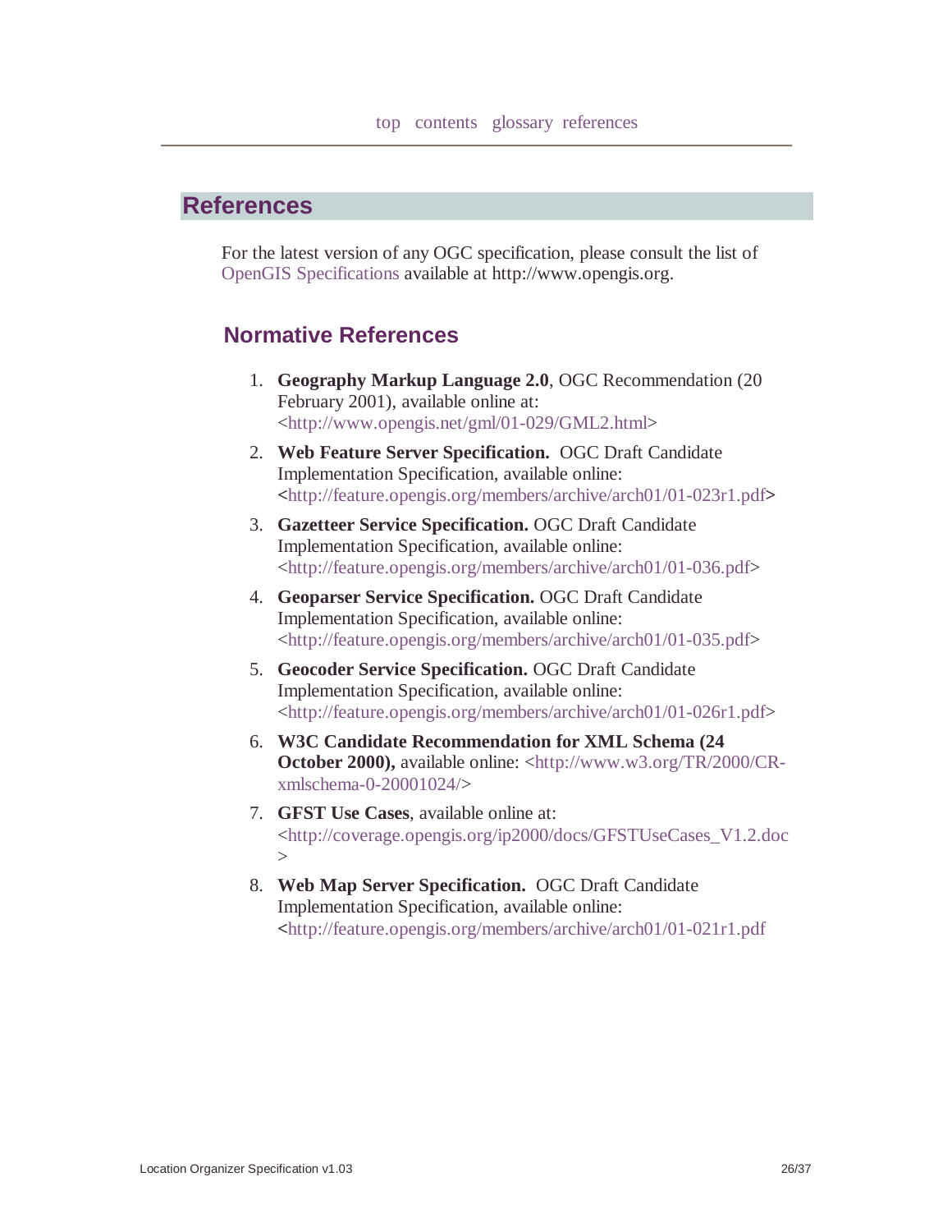top contents glossary references

## References

For the latest version of any OGC specification, please consult the list of OpenGIS Specifications available at http://www.opengis.org.

### Normative References

1. **Geography Markup Language 2.0**, OGC Recommendation (20 February 2001), available online at: <http://www.opengis.net/gml/01-029/GML2.html>
2. **Web Feature Server Specification.** OGC Draft Candidate Implementation Specification, available online: <http://feature.opengis.org/members/archive/arch01/01-023r1.pdf>
3. **Gazetteer Service Specification.** OGC Draft Candidate Implementation Specification, available online: <http://feature.opengis.org/members/archive/arch01/01-036.pdf>
4. **Geoparser Service Specification.** OGC Draft Candidate Implementation Specification, available online: <http://feature.opengis.org/members/archive/arch01/01-035.pdf>
5. **Geocoder Service Specification.** OGC Draft Candidate Implementation Specification, available online: <http://feature.opengis.org/members/archive/arch01/01-026r1.pdf>
6. **W3C Candidate Recommendation for XML Schema (24 October 2000),** available online: <http://www.w3.org/TR/2000/CR-xmlschema-0-20001024/>
7. **GFST Use Cases**, available online at: <http://coverage.opengis.org/ip2000/docs/GFSTUseCases_V1.2.doc>
8. **Web Map Server Specification.** OGC Draft Candidate Implementation Specification, available online: <http://feature.opengis.org/members/archive/arch01/01-021r1.pdf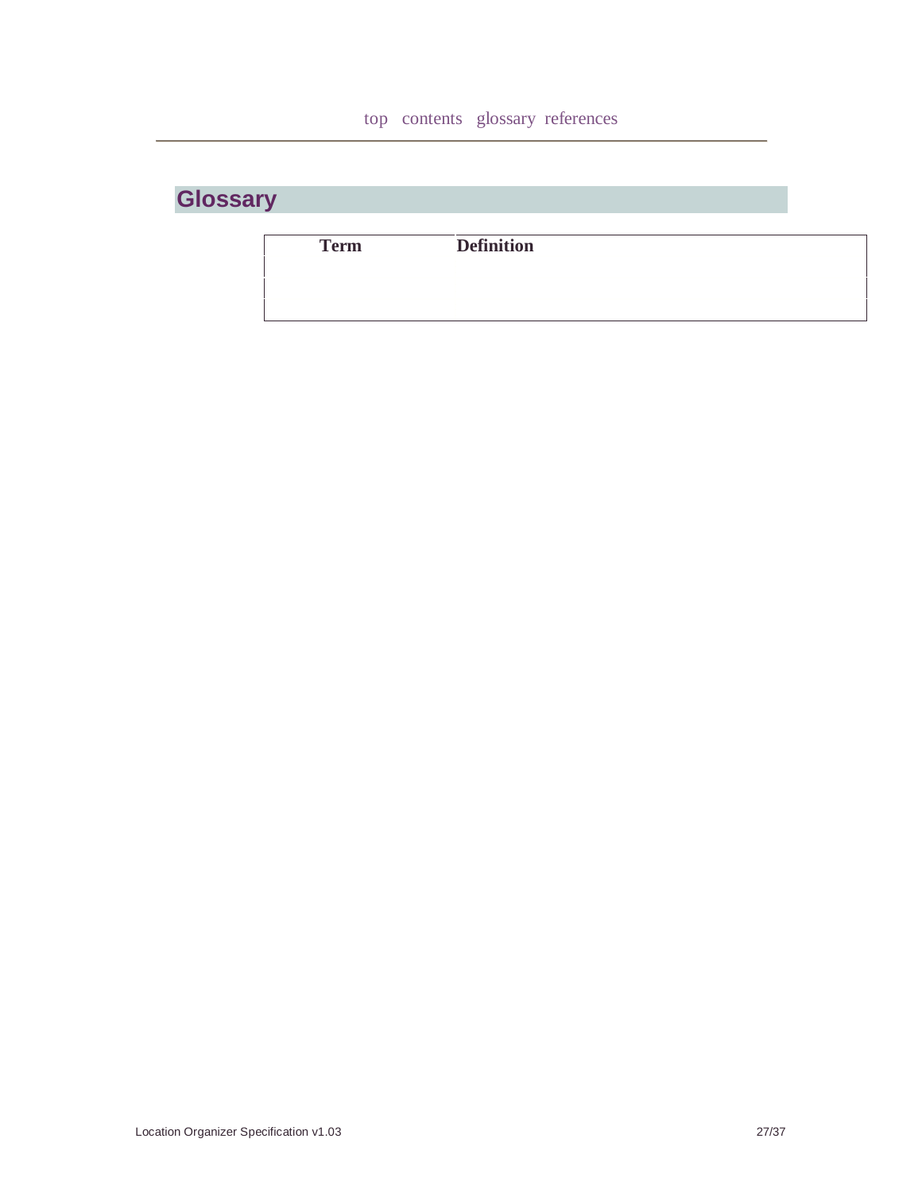top contents glossary references

## Glossary

| Term | Definition |
| --- | --- |
| | |
| | |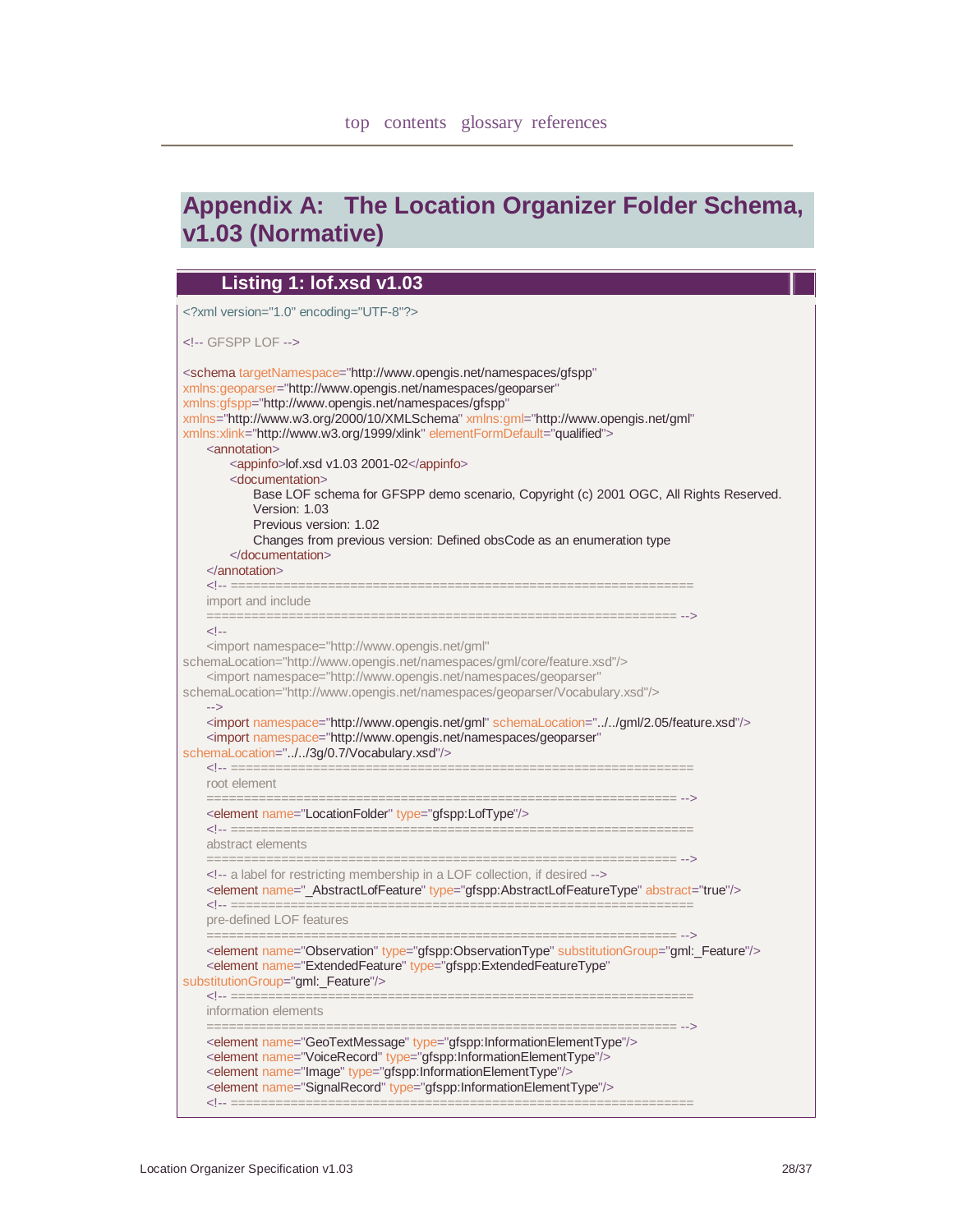top contents glossary references

# Appendix A: The Location Organizer Folder Schema, v1.03 (Normative)

## Listing 1: lof.xsd v1.03

```
<?xml version="1.0" encoding="UTF-8"?>

<!-- GFSPP LOF -->

<schema targetNamespace="http://www.opengis.net/namespaces/gfspp"
xmlns:geoparser="http://www.opengis.net/namespaces/geoparser"
xmlns:gfspp="http://www.opengis.net/namespaces/gfspp"
xmlns="http://www.w3.org/2000/10/XMLSchema" xmlns:gml="http://www.opengis.net/gml"
xmlns:xlink="http://www.w3.org/1999/xlink" elementFormDefault="qualified">
    <annotation>
        <appinfo>lof.xsd v1.03 2001-02</appinfo>
        <documentation>
            Base LOF schema for GFSPP demo scenario, Copyright (c) 2001 OGC, All Rights Reserved.
            Version: 1.03
            Previous version: 1.02
            Changes from previous version: Defined obsCode as an enumeration type
        </documentation>
    </annotation>
    <!-- ==============================================================
    import and include
    ============================================================== -->
    <!--
    <import namespace="http://www.opengis.net/gml"
schemaLocation="http://www.opengis.net/namespaces/gml/core/feature.xsd"/>
    <import namespace="http://www.opengis.net/namespaces/geoparser"
schemaLocation="http://www.opengis.net/namespaces/geoparser/Vocabulary.xsd"/>
    -->
    <import namespace="http://www.opengis.net/gml" schemaLocation="../../gml/2.05/feature.xsd"/>
    <import namespace="http://www.opengis.net/namespaces/geoparser"
schemaLocation="../../3g/0.7/Vocabulary.xsd"/>
    <!-- ==============================================================
    root element
    ============================================================== -->
    <element name="LocationFolder" type="gfspp:LofType"/>
    <!-- ==============================================================
    abstract elements
    ============================================================== -->
    <!-- a label for restricting membership in a LOF collection, if desired -->
    <element name="_AbstractLofFeature" type="gfspp:AbstractLofFeatureType" abstract="true"/>
    <!-- ==============================================================
    pre-defined LOF features
    ============================================================== -->
    <element name="Observation" type="gfspp:ObservationType" substitutionGroup="gml:_Feature"/>
    <element name="ExtendedFeature" type="gfspp:ExtendedFeatureType"
substitutionGroup="gml:_Feature"/>
    <!-- ==============================================================
    information elements
    ============================================================== -->
    <element name="GeoTextMessage" type="gfspp:InformationElementType"/>
    <element name="VoiceRecord" type="gfspp:InformationElementType"/>
    <element name="Image" type="gfspp:InformationElementType"/>
    <element name="SignalRecord" type="gfspp:InformationElementType"/>
    <!-- ==============================================================
```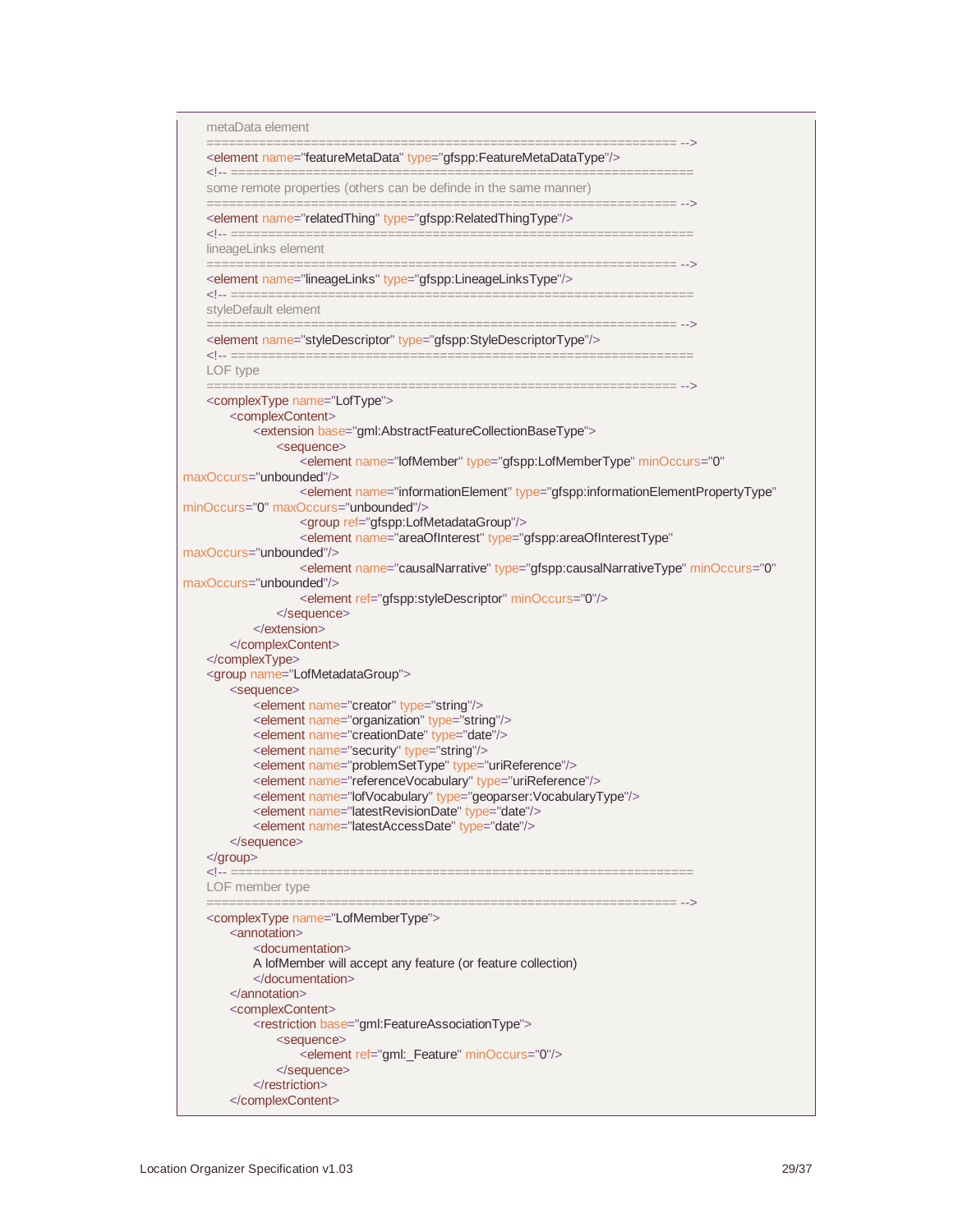```
    metaData element
    ============================================================== -->
    <element name="featureMetaData" type="gfspp:FeatureMetaDataType"/>
    <!-- ==============================================================
    some remote properties (others can be definde in the same manner)
    ============================================================== -->
    <element name="relatedThing" type="gfspp:RelatedThingType"/>
    <!-- ==============================================================
    lineageLinks element
    ============================================================== -->
    <element name="lineageLinks" type="gfspp:LineageLinksType"/>
    <!-- ==============================================================
    styleDefault element
    ============================================================== -->
    <element name="styleDescriptor" type="gfspp:StyleDescriptorType"/>
    <!-- ==============================================================
    LOF type
    ============================================================== -->
    <complexType name="LofType">
        <complexContent>
            <extension base="gml:AbstractFeatureCollectionBaseType">
                <sequence>
                    <element name="lofMember" type="gfspp:LofMemberType" minOccurs="0"
maxOccurs="unbounded"/>
                    <element name="informationElement" type="gfspp:informationElementPropertyType"
minOccurs="0" maxOccurs="unbounded"/>
                    <group ref="gfspp:LofMetadataGroup"/>
                    <element name="areaOfInterest" type="gfspp:areaOfInterestType"
maxOccurs="unbounded"/>
                    <element name="causalNarrative" type="gfspp:causalNarrativeType" minOccurs="0"
maxOccurs="unbounded"/>
                    <element ref="gfspp:styleDescriptor" minOccurs="0"/>
                </sequence>
            </extension>
        </complexContent>
    </complexType>
    <group name="LofMetadataGroup">
        <sequence>
            <element name="creator" type="string"/>
            <element name="organization" type="string"/>
            <element name="creationDate" type="date"/>
            <element name="security" type="string"/>
            <element name="problemSetType" type="uriReference"/>
            <element name="referenceVocabulary" type="uriReference"/>
            <element name="lofVocabulary" type="geoparser:VocabularyType"/>
            <element name="latestRevisionDate" type="date"/>
            <element name="latestAccessDate" type="date"/>
        </sequence>
    </group>
    <!-- ==============================================================
    LOF member type
    ============================================================== -->
    <complexType name="LofMemberType">
        <annotation>
            <documentation>
            A lofMember will accept any feature (or feature collection)
            </documentation>
        </annotation>
        <complexContent>
            <restriction base="gml:FeatureAssociationType">
                <sequence>
                    <element ref="gml:_Feature" minOccurs="0"/>
                </sequence>
            </restriction>
        </complexContent>
```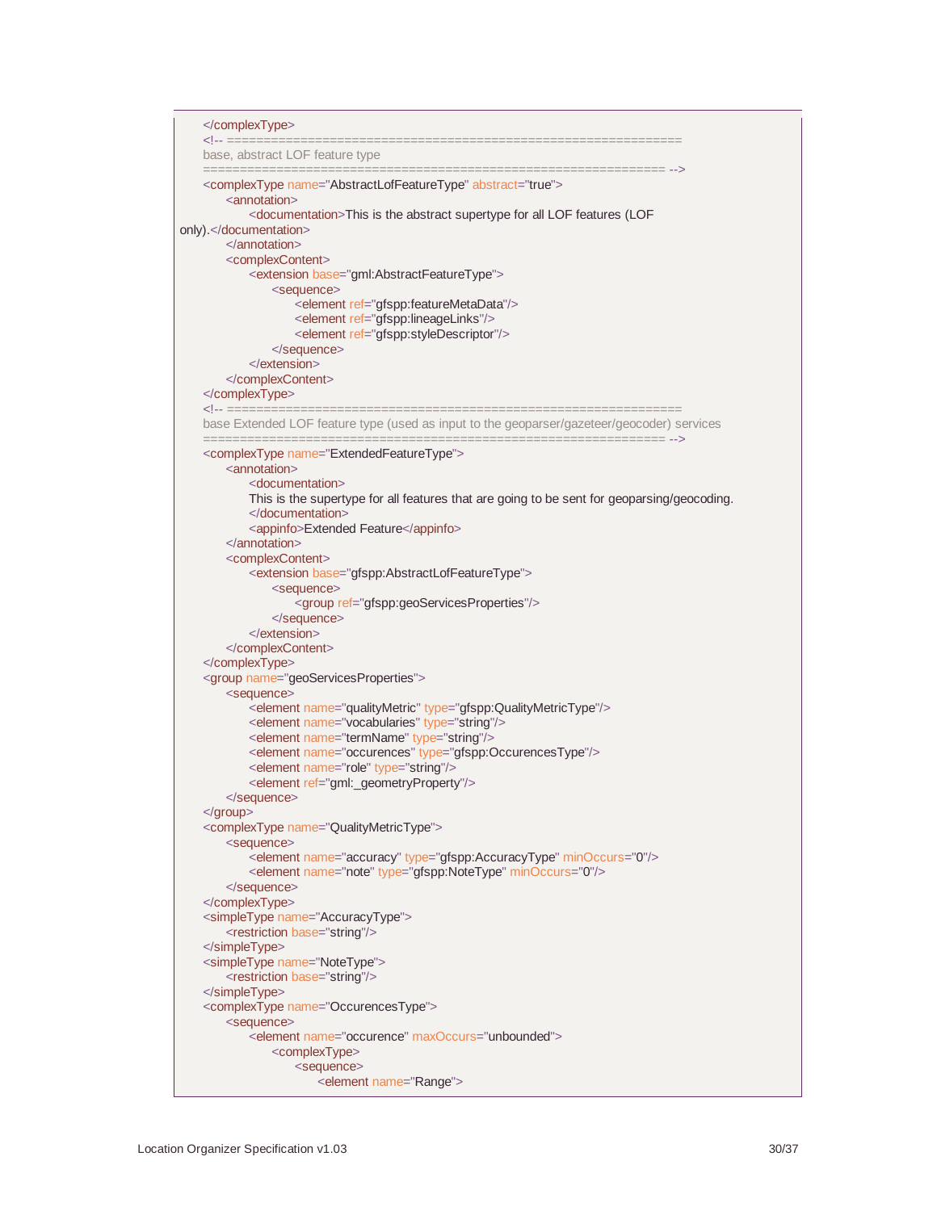```
    </complexType>
    <!-- ==============================================================
    base, abstract LOF feature type
    ============================================================== -->
    <complexType name="AbstractLofFeatureType" abstract="true">
        <annotation>
            <documentation>This is the abstract supertype for all LOF features (LOF
only).</documentation>
        </annotation>
        <complexContent>
            <extension base="gml:AbstractFeatureType">
                <sequence>
                    <element ref="gfspp:featureMetaData"/>
                    <element ref="gfspp:lineageLinks"/>
                    <element ref="gfspp:styleDescriptor"/>
                </sequence>
            </extension>
        </complexContent>
    </complexType>
    <!-- ==============================================================
    base Extended LOF feature type (used as input to the geoparser/gazeteer/geocoder) services
    ============================================================== -->
    <complexType name="ExtendedFeatureType">
        <annotation>
            <documentation>
            This is the supertype for all features that are going to be sent for geoparsing/geocoding.
            </documentation>
            <appinfo>Extended Feature</appinfo>
        </annotation>
        <complexContent>
            <extension base="gfspp:AbstractLofFeatureType">
                <sequence>
                    <group ref="gfspp:geoServicesProperties"/>
                </sequence>
            </extension>
        </complexContent>
    </complexType>
    <group name="geoServicesProperties">
        <sequence>
            <element name="qualityMetric" type="gfspp:QualityMetricType"/>
            <element name="vocabularies" type="string"/>
            <element name="termName" type="string"/>
            <element name="occurences" type="gfspp:OccurencesType"/>
            <element name="role" type="string"/>
            <element ref="gml:_geometryProperty"/>
        </sequence>
    </group>
    <complexType name="QualityMetricType">
        <sequence>
            <element name="accuracy" type="gfspp:AccuracyType" minOccurs="0"/>
            <element name="note" type="gfspp:NoteType" minOccurs="0"/>
        </sequence>
    </complexType>
    <simpleType name="AccuracyType">
        <restriction base="string"/>
    </simpleType>
    <simpleType name="NoteType">
        <restriction base="string"/>
    </simpleType>
    <complexType name="OccurencesType">
        <sequence>
            <element name="occurence" maxOccurs="unbounded">
                <complexType>
                    <sequence>
                        <element name="Range">
```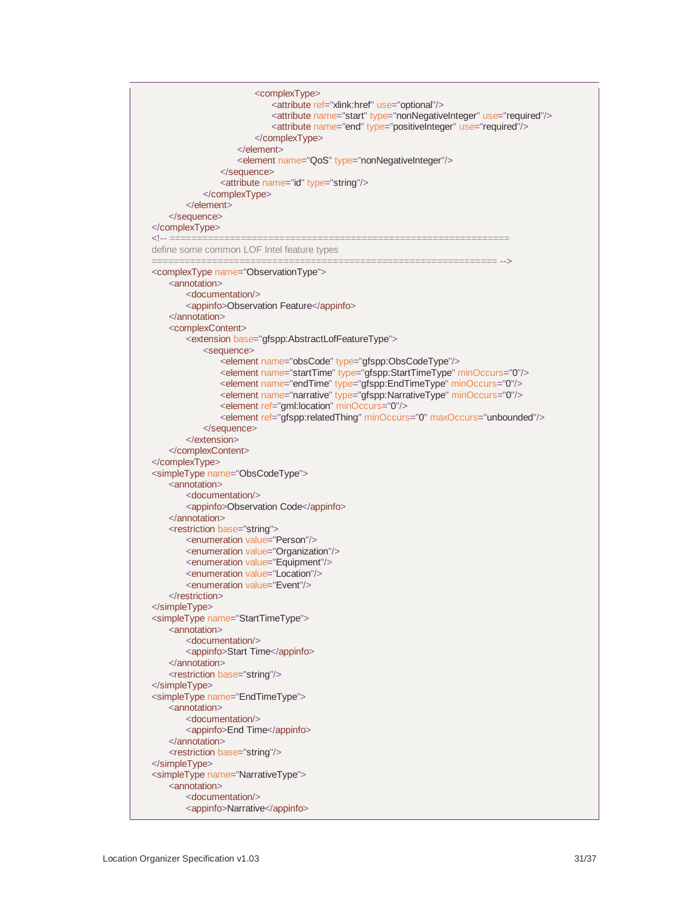```
                              <complexType>
                                    <attribute ref="xlink:href" use="optional"/>
                                    <attribute name="start" type="nonNegativeInteger" use="required"/>
                                    <attribute name="end" type="positiveInteger" use="required"/>
                              </complexType>
                        </element>
                        <element name="QoS" type="nonNegativeInteger"/>
                  </sequence>
                  <attribute name="id" type="string"/>
            </complexType>
      </element>
   </sequence>
</complexType>
<!-- ===============================================================
define some common LOF Intel feature types
================================================================ -->
<complexType name="ObservationType">
   <annotation>
      <documentation/>
      <appinfo>Observation Feature</appinfo>
   </annotation>
   <complexContent>
      <extension base="gfspp:AbstractLofFeatureType">
         <sequence>
            <element name="obsCode" type="gfspp:ObsCodeType"/>
            <element name="startTime" type="gfspp:StartTimeType" minOccurs="0"/>
            <element name="endTime" type="gfspp:EndTimeType" minOccurs="0"/>
            <element name="narrative" type="gfspp:NarrativeType" minOccurs="0"/>
            <element ref="gml:location" minOccurs="0"/>
            <element ref="gfspp:relatedThing" minOccurs="0" maxOccurs="unbounded"/>
         </sequence>
      </extension>
   </complexContent>
</complexType>
<simpleType name="ObsCodeType">
   <annotation>
      <documentation/>
      <appinfo>Observation Code</appinfo>
   </annotation>
   <restriction base="string">
      <enumeration value="Person"/>
      <enumeration value="Organization"/>
      <enumeration value="Equipment"/>
      <enumeration value="Location"/>
      <enumeration value="Event"/>
   </restriction>
</simpleType>
<simpleType name="StartTimeType">
   <annotation>
      <documentation/>
      <appinfo>Start Time</appinfo>
   </annotation>
   <restriction base="string"/>
</simpleType>
<simpleType name="EndTimeType">
   <annotation>
      <documentation/>
      <appinfo>End Time</appinfo>
   </annotation>
   <restriction base="string"/>
</simpleType>
<simpleType name="NarrativeType">
   <annotation>
      <documentation/>
      <appinfo>Narrative</appinfo>
```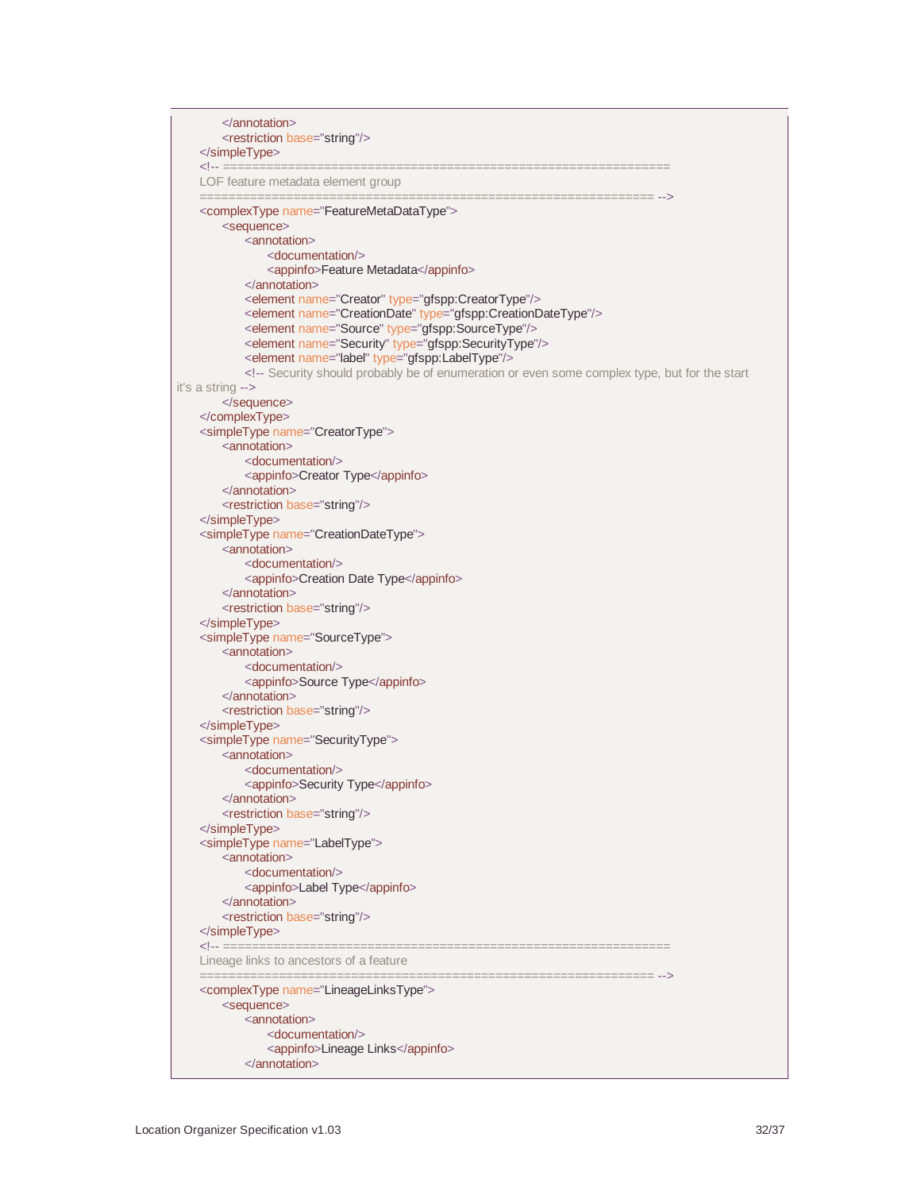```
        </annotation>
        <restriction base="string"/>
    </simpleType>
    <!-- ===============================================================
    LOF feature metadata element group
    =============================================================== -->
    <complexType name="FeatureMetaDataType">
        <sequence>
            <annotation>
                <documentation/>
                <appinfo>Feature Metadata</appinfo>
            </annotation>
            <element name="Creator" type="gfspp:CreatorType"/>
            <element name="CreationDate" type="gfspp:CreationDateType"/>
            <element name="Source" type="gfspp:SourceType"/>
            <element name="Security" type="gfspp:SecurityType"/>
            <element name="label" type="gfspp:LabelType"/>
            <!-- Security should probably be of enumeration or even some complex type, but for the start
it's a string -->
        </sequence>
    </complexType>
    <simpleType name="CreatorType">
        <annotation>
            <documentation/>
            <appinfo>Creator Type</appinfo>
        </annotation>
        <restriction base="string"/>
    </simpleType>
    <simpleType name="CreationDateType">
        <annotation>
            <documentation/>
            <appinfo>Creation Date Type</appinfo>
        </annotation>
        <restriction base="string"/>
    </simpleType>
    <simpleType name="SourceType">
        <annotation>
            <documentation/>
            <appinfo>Source Type</appinfo>
        </annotation>
        <restriction base="string"/>
    </simpleType>
    <simpleType name="SecurityType">
        <annotation>
            <documentation/>
            <appinfo>Security Type</appinfo>
        </annotation>
        <restriction base="string"/>
    </simpleType>
    <simpleType name="LabelType">
        <annotation>
            <documentation/>
            <appinfo>Label Type</appinfo>
        </annotation>
        <restriction base="string"/>
    </simpleType>
    <!-- ===============================================================
    Lineage links to ancestors of a feature
    =============================================================== -->
    <complexType name="LineageLinksType">
        <sequence>
            <annotation>
                <documentation/>
                <appinfo>Lineage Links</appinfo>
            </annotation>
```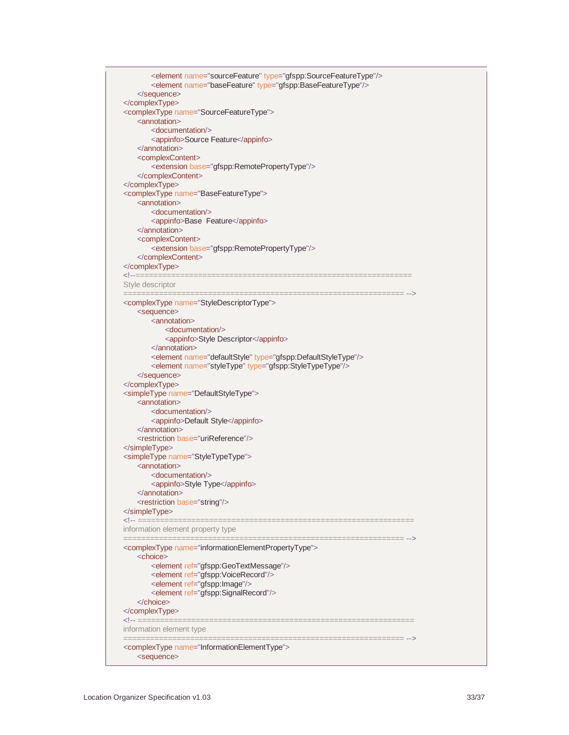```
                <element name="sourceFeature" type="gfspp:SourceFeatureType"/>
                <element name="baseFeature" type="gfspp:BaseFeatureType"/>
            </sequence>
    </complexType>
    <complexType name="SourceFeatureType">
        <annotation>
            <documentation/>
            <appinfo>Source Feature</appinfo>
        </annotation>
        <complexContent>
            <extension base="gfspp:RemotePropertyType"/>
        </complexContent>
    </complexType>
    <complexType name="BaseFeatureType">
        <annotation>
            <documentation/>
            <appinfo>Base  Feature</appinfo>
        </annotation>
        <complexContent>
            <extension base="gfspp:RemotePropertyType"/>
        </complexContent>
    </complexType>
    <!--=============================================================
    Style descriptor
    ============================================================== -->
    <complexType name="StyleDescriptorType">
        <sequence>
            <annotation>
                <documentation/>
                <appinfo>Style Descriptor</appinfo>
            </annotation>
            <element name="defaultStyle" type="gfspp:DefaultStyleType"/>
            <element name="styleType" type="gfspp:StyleTypeType"/>
        </sequence>
    </complexType>
    <simpleType name="DefaultStyleType">
        <annotation>
            <documentation/>
            <appinfo>Default Style</appinfo>
        </annotation>
        <restriction base="uriReference"/>
    </simpleType>
    <simpleType name="StyleTypeType">
        <annotation>
            <documentation/>
            <appinfo>Style Type</appinfo>
        </annotation>
        <restriction base="string"/>
    </simpleType>
    <!-- =============================================================
    information element property type
    ============================================================== -->
    <complexType name="informationElementPropertyType">
        <choice>
            <element ref="gfspp:GeoTextMessage"/>
            <element ref="gfspp:VoiceRecord"/>
            <element ref="gfspp:Image"/>
            <element ref="gfspp:SignalRecord"/>
        </choice>
    </complexType>
    <!-- =============================================================
    information element type
    ============================================================== -->
    <complexType name="InformationElementType">
        <sequence>
```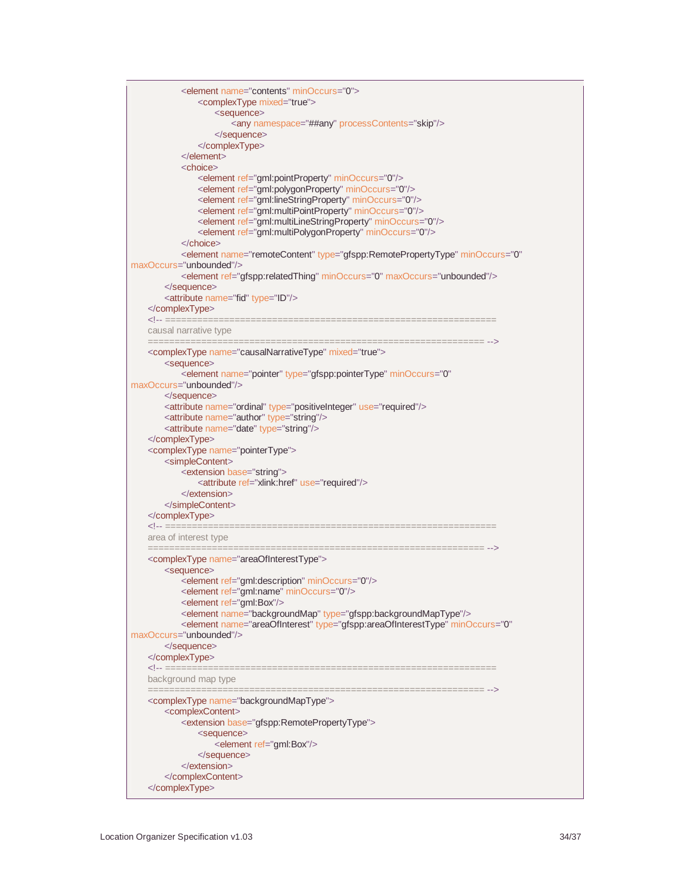```xml
                <element name="contents" minOccurs="0">
                    <complexType mixed="true">
                        <sequence>
                            <any namespace="##any" processContents="skip"/>
                        </sequence>
                    </complexType>
                </element>
                <choice>
                    <element ref="gml:pointProperty" minOccurs="0"/>
                    <element ref="gml:polygonProperty" minOccurs="0"/>
                    <element ref="gml:lineStringProperty" minOccurs="0"/>
                    <element ref="gml:multiPointProperty" minOccurs="0"/>
                    <element ref="gml:multiLineStringProperty" minOccurs="0"/>
                    <element ref="gml:multiPolygonProperty" minOccurs="0"/>
                </choice>
                <element name="remoteContent" type="gfspp:RemotePropertyType" minOccurs="0"
maxOccurs="unbounded"/>
                <element ref="gfspp:relatedThing" minOccurs="0" maxOccurs="unbounded"/>
            </sequence>
            <attribute name="fid" type="ID"/>
        </complexType>
        <!-- ============================================================
        causal narrative type
        ============================================================= -->
        <complexType name="causalNarrativeType" mixed="true">
            <sequence>
                <element name="pointer" type="gfspp:pointerType" minOccurs="0"
maxOccurs="unbounded"/>
            </sequence>
            <attribute name="ordinal" type="positiveInteger" use="required"/>
            <attribute name="author" type="string"/>
            <attribute name="date" type="string"/>
        </complexType>
        <complexType name="pointerType">
            <simpleContent>
                <extension base="string">
                    <attribute ref="xlink:href" use="required"/>
                </extension>
            </simpleContent>
        </complexType>
        <!-- ============================================================
        area of interest type
        ============================================================= -->
        <complexType name="areaOfInterestType">
            <sequence>
                <element ref="gml:description" minOccurs="0"/>
                <element ref="gml:name" minOccurs="0"/>
                <element ref="gml:Box"/>
                <element name="backgroundMap" type="gfspp:backgroundMapType"/>
                <element name="areaOfInterest" type="gfspp:areaOfInterestType" minOccurs="0"
maxOccurs="unbounded"/>
            </sequence>
        </complexType>
        <!-- ============================================================
        background map type
        ============================================================= -->
        <complexType name="backgroundMapType">
            <complexContent>
                <extension base="gfspp:RemotePropertyType">
                    <sequence>
                        <element ref="gml:Box"/>
                    </sequence>
                </extension>
            </complexContent>
        </complexType>
```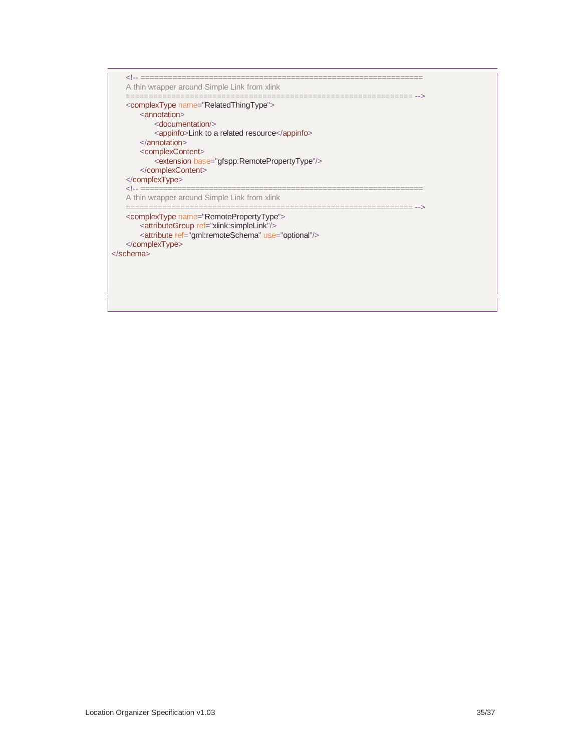```xml
    <!-- =============================================================
    A thin wrapper around Simple Link from xlink
    ============================================================= -->
    <complexType name="RelatedThingType">
        <annotation>
            <documentation/>
            <appinfo>Link to a related resource</appinfo>
        </annotation>
        <complexContent>
            <extension base="gfspp:RemotePropertyType"/>
        </complexContent>
    </complexType>
    <!-- =============================================================
    A thin wrapper around Simple Link from xlink
    ============================================================= -->
    <complexType name="RemotePropertyType">
        <attributeGroup ref="xlink:simpleLink"/>
        <attribute ref="gml:remoteSchema" use="optional"/>
    </complexType>
</schema>
```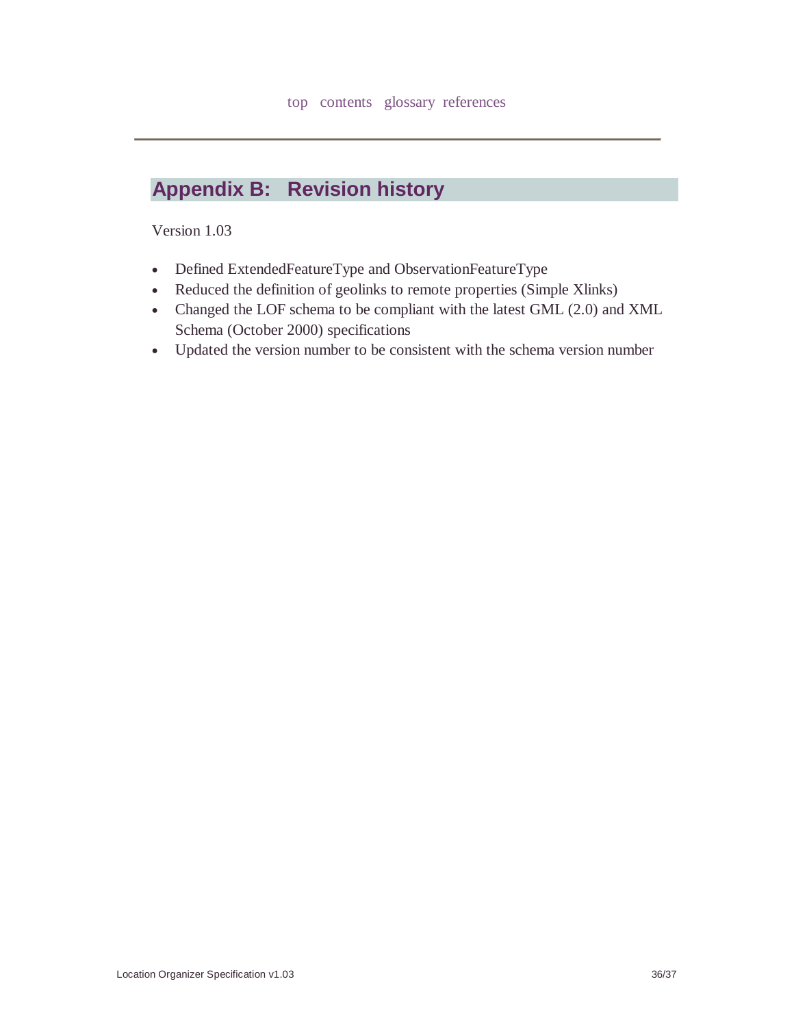top contents glossary references

## Appendix B: Revision history

Version 1.03

- Defined ExtendedFeatureType and ObservationFeatureType
- Reduced the definition of geolinks to remote properties (Simple Xlinks)
- Changed the LOF schema to be compliant with the latest GML (2.0) and XML Schema (October 2000) specifications
- Updated the version number to be consistent with the schema version number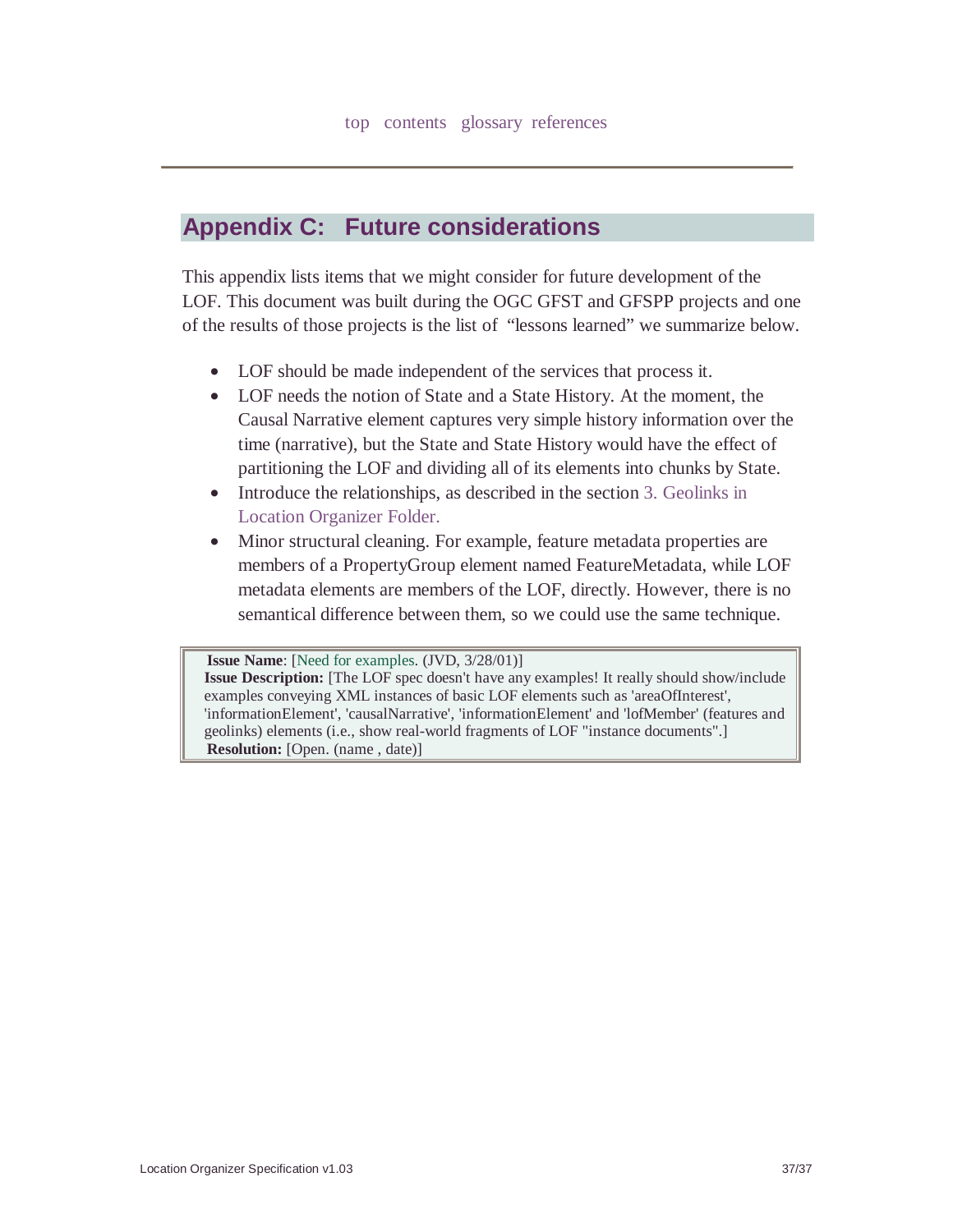top contents glossary references

## Appendix C: Future considerations

This appendix lists items that we might consider for future development of the LOF. This document was built during the OGC GFST and GFSPP projects and one of the results of those projects is the list of "lessons learned" we summarize below.

- LOF should be made independent of the services that process it.
- LOF needs the notion of State and a State History. At the moment, the Causal Narrative element captures very simple history information over the time (narrative), but the State and State History would have the effect of partitioning the LOF and dividing all of its elements into chunks by State.
- Introduce the relationships, as described in the section 3. Geolinks in Location Organizer Folder.
- Minor structural cleaning. For example, feature metadata properties are members of a PropertyGroup element named FeatureMetadata, while LOF metadata elements are members of the LOF, directly. However, there is no semantical difference between them, so we could use the same technique.

> **Issue Name**: [Need for examples. (JVD, 3/28/01)]
> **Issue Description:** [The LOF spec doesn't have any examples! It really should show/include examples conveying XML instances of basic LOF elements such as 'areaOfInterest', 'informationElement', 'causalNarrative', 'informationElement' and 'lofMember' (features and geolinks) elements (i.e., show real-world fragments of LOF "instance documents".]
> **Resolution:** [Open. (name , date)]